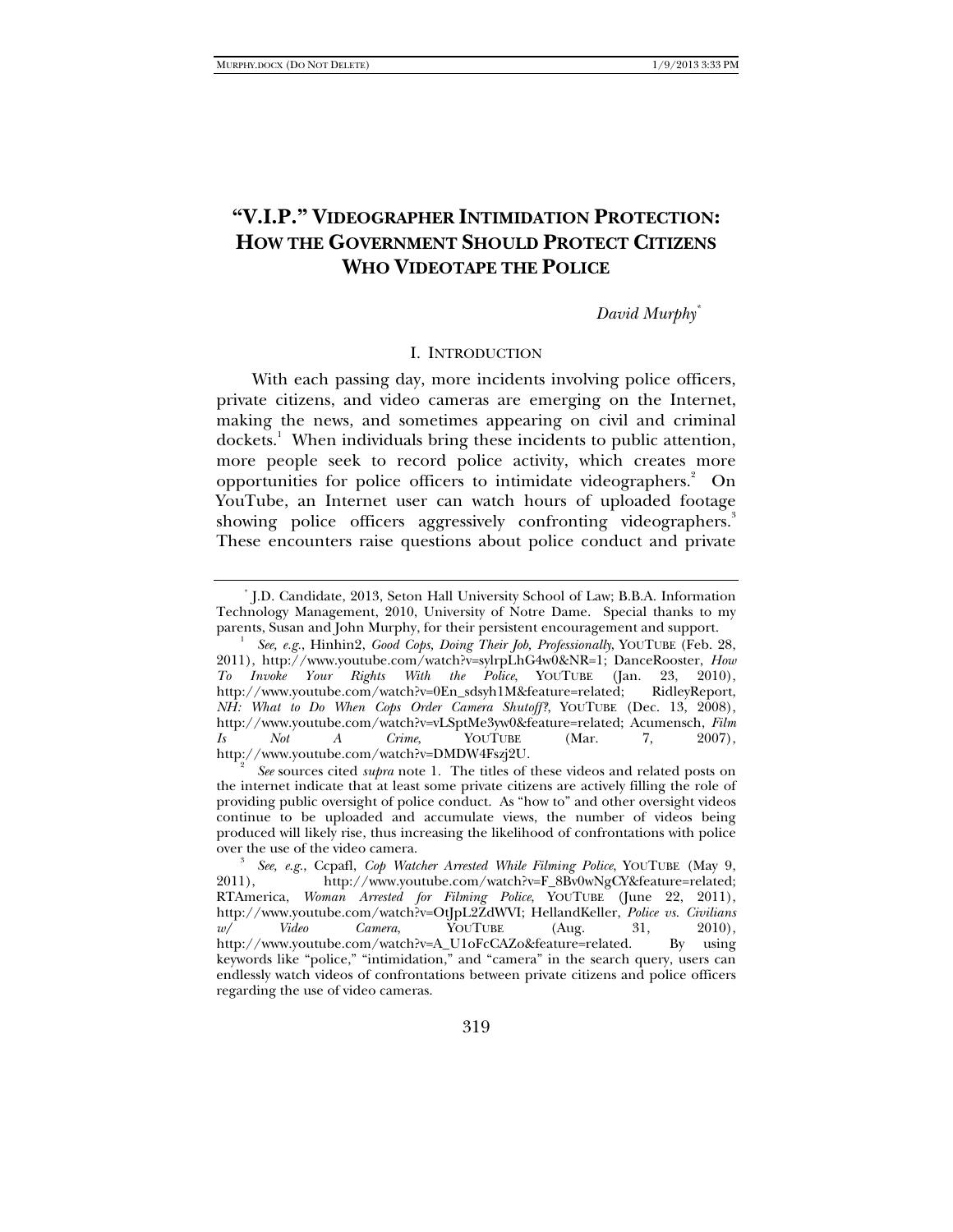# "V.I.P." VIDEOGRAPHER INTIMIDATION PROTECTION: HOW THE GOVERNMENT SHOULD PROTECT CITIZENS WHO VIDEOTAPE THE POLICE

*David Murphy*[*]

## I. INTRODUCTION

With each passing day, more incidents involving police officers, private citizens, and video cameras are emerging on the Internet, making the news, and sometimes appearing on civil and criminal dockets.[1] When individuals bring these incidents to public attention, more people seek to record police activity, which creates more opportunities for police officers to intimidate videographers.[2] On YouTube, an Internet user can watch hours of uploaded footage showing police officers aggressively confronting videographers.[3] These encounters raise questions about police conduct and private

---

[*] J.D. Candidate, 2013, Seton Hall University School of Law; B.B.A. Information Technology Management, 2010, University of Notre Dame. Special thanks to my parents, Susan and John Murphy, for their persistent encouragement and support.

[1] *See, e.g.*, Hinhin2, *Good Cops, Doing Their Job, Professionally*, YOUTUBE (Feb. 28, 2011), http://www.youtube.com/watch?v=sylrpLhG4w0&NR=1; DanceRooster, *How To Invoke Your Rights With the Police*, YOUTUBE (Jan. 23, 2010), http://www.youtube.com/watch?v=0En_sdsyh1M&feature=related; RidleyReport, *NH: What to Do When Cops Order Camera Shutoff?*, YOUTUBE (Dec. 13, 2008), http://www.youtube.com/watch?v=vLSptMe3yw0&feature=related; Acumensch, *Film Is Not A Crime*, YOUTUBE (Mar. 7, 2007), http://www.youtube.com/watch?v=DMDW4Fszj2U.

[2] *See* sources cited *supra* note 1. The titles of these videos and related posts on the internet indicate that at least some private citizens are actively filling the role of providing public oversight of police conduct. As "how to" and other oversight videos continue to be uploaded and accumulate views, the number of videos being produced will likely rise, thus increasing the likelihood of confrontations with police over the use of the video camera.

[3] *See, e.g.*, Ccpafl, *Cop Watcher Arrested While Filming Police*, YOUTUBE (May 9, 2011), http://www.youtube.com/watch?v=F_8Bv0wNgCY&feature=related; RTAmerica, *Woman Arrested for Filming Police*, YOUTUBE (June 22, 2011), http://www.youtube.com/watch?v=OtJpL2ZdWVI; HellandKeller, *Police vs. Civilians w/ Video Camera*, YOUTUBE (Aug. 31, 2010), http://www.youtube.com/watch?v=A_U1oFcCAZo&feature=related. By using keywords like "police," "intimidation," and "camera" in the search query, users can endlessly watch videos of confrontations between private citizens and police officers regarding the use of video cameras.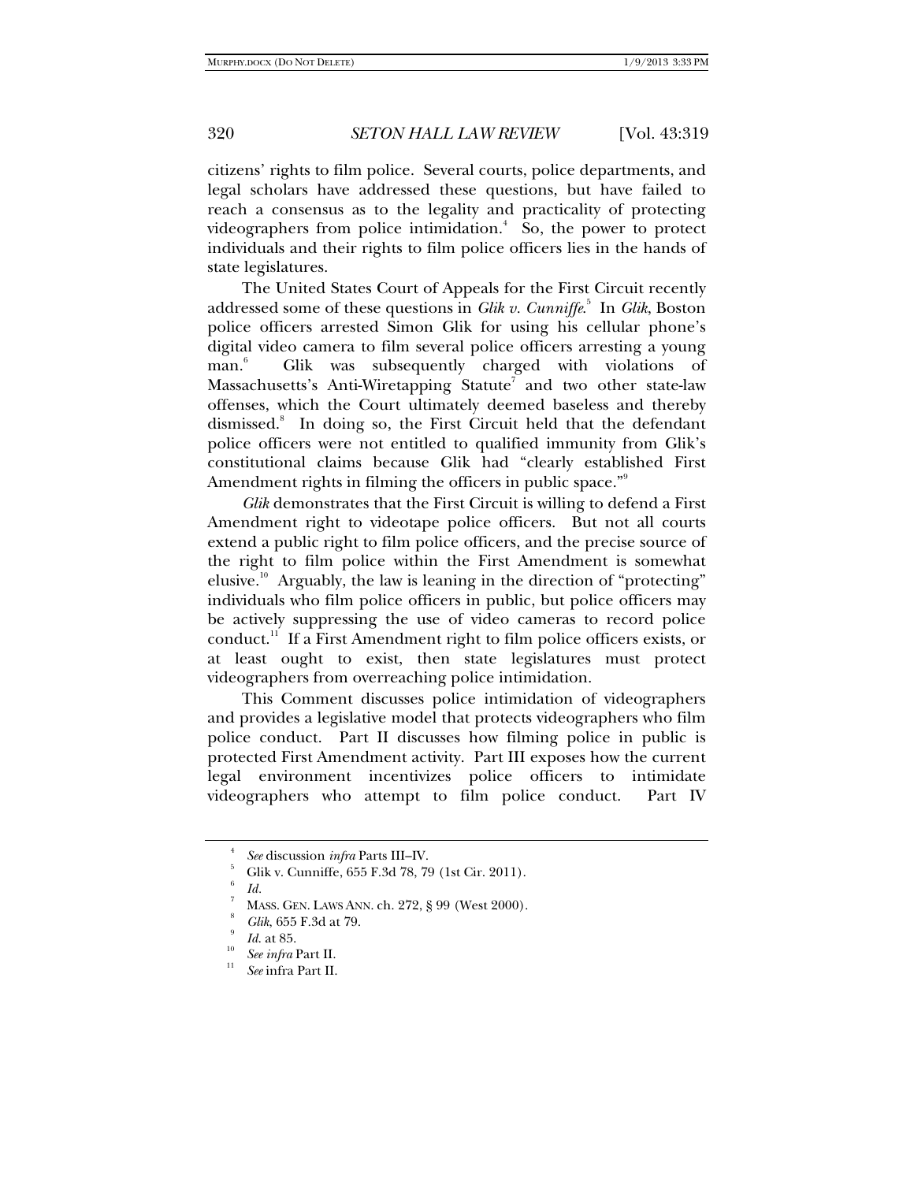citizens' rights to film police. Several courts, police departments, and legal scholars have addressed these questions, but have failed to reach a consensus as to the legality and practicality of protecting videographers from police intimidation.[4] So, the power to protect individuals and their rights to film police officers lies in the hands of state legislatures.

The United States Court of Appeals for the First Circuit recently addressed some of these questions in *Glik v. Cunniffe*.[5] In *Glik*, Boston police officers arrested Simon Glik for using his cellular phone's digital video camera to film several police officers arresting a young man.[6] Glik was subsequently charged with violations of Massachusetts's Anti-Wiretapping Statute[7] and two other state-law offenses, which the Court ultimately deemed baseless and thereby dismissed.[8] In doing so, the First Circuit held that the defendant police officers were not entitled to qualified immunity from Glik's constitutional claims because Glik had "clearly established First Amendment rights in filming the officers in public space."[9]

*Glik* demonstrates that the First Circuit is willing to defend a First Amendment right to videotape police officers. But not all courts extend a public right to film police officers, and the precise source of the right to film police within the First Amendment is somewhat elusive.[10] Arguably, the law is leaning in the direction of "protecting" individuals who film police officers in public, but police officers may be actively suppressing the use of video cameras to record police conduct.[11] If a First Amendment right to film police officers exists, or at least ought to exist, then state legislatures must protect videographers from overreaching police intimidation.

This Comment discusses police intimidation of videographers and provides a legislative model that protects videographers who film police conduct. Part II discusses how filming police in public is protected First Amendment activity. Part III exposes how the current legal environment incentivizes police officers to intimidate videographers who attempt to film police conduct. Part IV

---

[4] *See* discussion *infra* Parts III–IV.

[5] Glik v. Cunniffe, 655 F.3d 78, 79 (1st Cir. 2011).

[6] *Id.*

[7] MASS. GEN. LAWS ANN. ch. 272, § 99 (West 2000).

[8] *Glik*, 655 F.3d at 79.

[9] *Id.* at 85.

[10] *See infra* Part II.

[11] *See* infra Part II.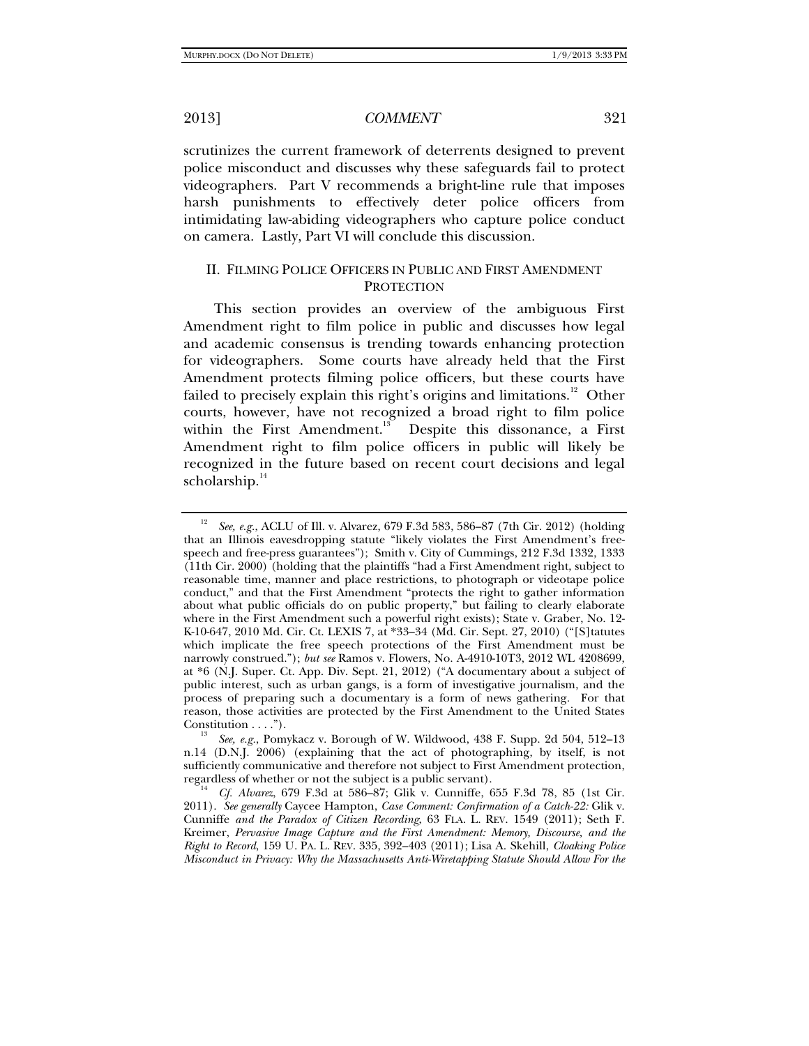scrutinizes the current framework of deterrents designed to prevent police misconduct and discusses why these safeguards fail to protect videographers. Part V recommends a bright-line rule that imposes harsh punishments to effectively deter police officers from intimidating law-abiding videographers who capture police conduct on camera. Lastly, Part VI will conclude this discussion.

## II. FILMING POLICE OFFICERS IN PUBLIC AND FIRST AMENDMENT PROTECTION

This section provides an overview of the ambiguous First Amendment right to film police in public and discusses how legal and academic consensus is trending towards enhancing protection for videographers. Some courts have already held that the First Amendment protects filming police officers, but these courts have failed to precisely explain this right's origins and limitations.[12] Other courts, however, have not recognized a broad right to film police within the First Amendment.[13] Despite this dissonance, a First Amendment right to film police officers in public will likely be recognized in the future based on recent court decisions and legal scholarship.[14]

---

[12] *See, e.g.*, ACLU of Ill. v. Alvarez, 679 F.3d 583, 586–87 (7th Cir. 2012) (holding that an Illinois eavesdropping statute "likely violates the First Amendment's free-speech and free-press guarantees"); Smith v. City of Cummings, 212 F.3d 1332, 1333 (11th Cir. 2000) (holding that the plaintiffs "had a First Amendment right, subject to reasonable time, manner and place restrictions, to photograph or videotape police conduct," and that the First Amendment "protects the right to gather information about what public officials do on public property," but failing to clearly elaborate where in the First Amendment such a powerful right exists); State v. Graber, No. 12-K-10-647, 2010 Md. Cir. Ct. LEXIS 7, at *33–34 (Md. Cir. Sept. 27, 2010) ("[S]tatutes which implicate the free speech protections of the First Amendment must be narrowly construed."); *but see* Ramos v. Flowers, No. A-4910-10T3, 2012 WL 4208699, at *6 (N.J. Super. Ct. App. Div. Sept. 21, 2012) ("A documentary about a subject of public interest, such as urban gangs, is a form of investigative journalism, and the process of preparing such a documentary is a form of news gathering. For that reason, those activities are protected by the First Amendment to the United States Constitution . . . .").

[13] *See, e.g.*, Pomykacz v. Borough of W. Wildwood, 438 F. Supp. 2d 504, 512–13 n.14 (D.N.J. 2006) (explaining that the act of photographing, by itself, is not sufficiently communicative and therefore not subject to First Amendment protection, regardless of whether or not the subject is a public servant).

[14] *Cf. Alvarez*, 679 F.3d at 586–87; Glik v. Cunniffe, 655 F.3d 78, 85 (1st Cir. 2011). *See generally* Caycee Hampton, *Case Comment: Confirmation of a Catch-22:* Glik v. Cunniffe *and the Paradox of Citizen Recording*, 63 FLA. L. REV. 1549 (2011); Seth F. Kreimer, *Pervasive Image Capture and the First Amendment: Memory, Discourse, and the Right to Record*, 159 U. PA. L. REV. 335, 392–403 (2011); Lisa A. Skehill, *Cloaking Police Misconduct in Privacy: Why the Massachusetts Anti-Wiretapping Statute Should Allow For the*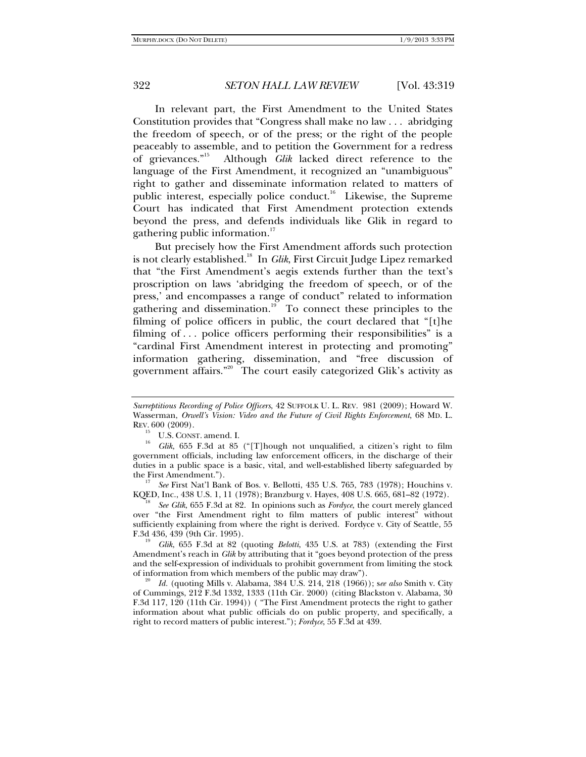In relevant part, the First Amendment to the United States Constitution provides that "Congress shall make no law . . . abridging the freedom of speech, or of the press; or the right of the people peaceably to assemble, and to petition the Government for a redress of grievances."[15] Although *Glik* lacked direct reference to the language of the First Amendment, it recognized an "unambiguous" right to gather and disseminate information related to matters of public interest, especially police conduct.[16] Likewise, the Supreme Court has indicated that First Amendment protection extends beyond the press, and defends individuals like Glik in regard to gathering public information.[17]

But precisely how the First Amendment affords such protection is not clearly established.[18] In *Glik*, First Circuit Judge Lipez remarked that "the First Amendment's aegis extends further than the text's proscription on laws 'abridging the freedom of speech, or of the press,' and encompasses a range of conduct" related to information gathering and dissemination.[19] To connect these principles to the filming of police officers in public, the court declared that "[t]he filming of . . . police officers performing their responsibilities" is a "cardinal First Amendment interest in protecting and promoting" information gathering, dissemination, and "free discussion of government affairs."[20] The court easily categorized Glik's activity as

---

*Surreptitious Recording of Police Officers*, 42 SUFFOLK U. L. REV. 981 (2009); Howard W. Wasserman, *Orwell's Vision: Video and the Future of Civil Rights Enforcement*, 68 MD. L. REV. 600 (2009).

[15] U.S. CONST. amend. I.

[16] *Glik*, 655 F.3d at 85 ("[T]hough not unqualified, a citizen's right to film government officials, including law enforcement officers, in the discharge of their duties in a public space is a basic, vital, and well-established liberty safeguarded by the First Amendment.").

[17] *See* First Nat'l Bank of Bos. v. Bellotti, 435 U.S. 765, 783 (1978); Houchins v. KQED, Inc., 438 U.S. 1, 11 (1978); Branzburg v. Hayes, 408 U.S. 665, 681–82 (1972).

[18] *See Glik*, 655 F.3d at 82. In opinions such as *Fordyce*, the court merely glanced over "the First Amendment right to film matters of public interest" without sufficiently explaining from where the right is derived. Fordyce v. City of Seattle, 55 F.3d 436, 439 (9th Cir. 1995).

[19] *Glik*, 655 F.3d at 82 (quoting *Belotti*, 435 U.S. at 783) (extending the First Amendment's reach in *Glik* by attributing that it "goes beyond protection of the press and the self-expression of individuals to prohibit government from limiting the stock of information from which members of the public may draw").

[20] *Id.* (quoting Mills v. Alabama, 384 U.S. 214, 218 (1966)); s*ee also* Smith v. City of Cummings, 212 F.3d 1332, 1333 (11th Cir. 2000) (citing Blackston v. Alabama, 30 F.3d 117, 120 (11th Cir. 1994)) ( "The First Amendment protects the right to gather information about what public officials do on public property, and specifically, a right to record matters of public interest."); *Fordyce*, 55 F.3d at 439.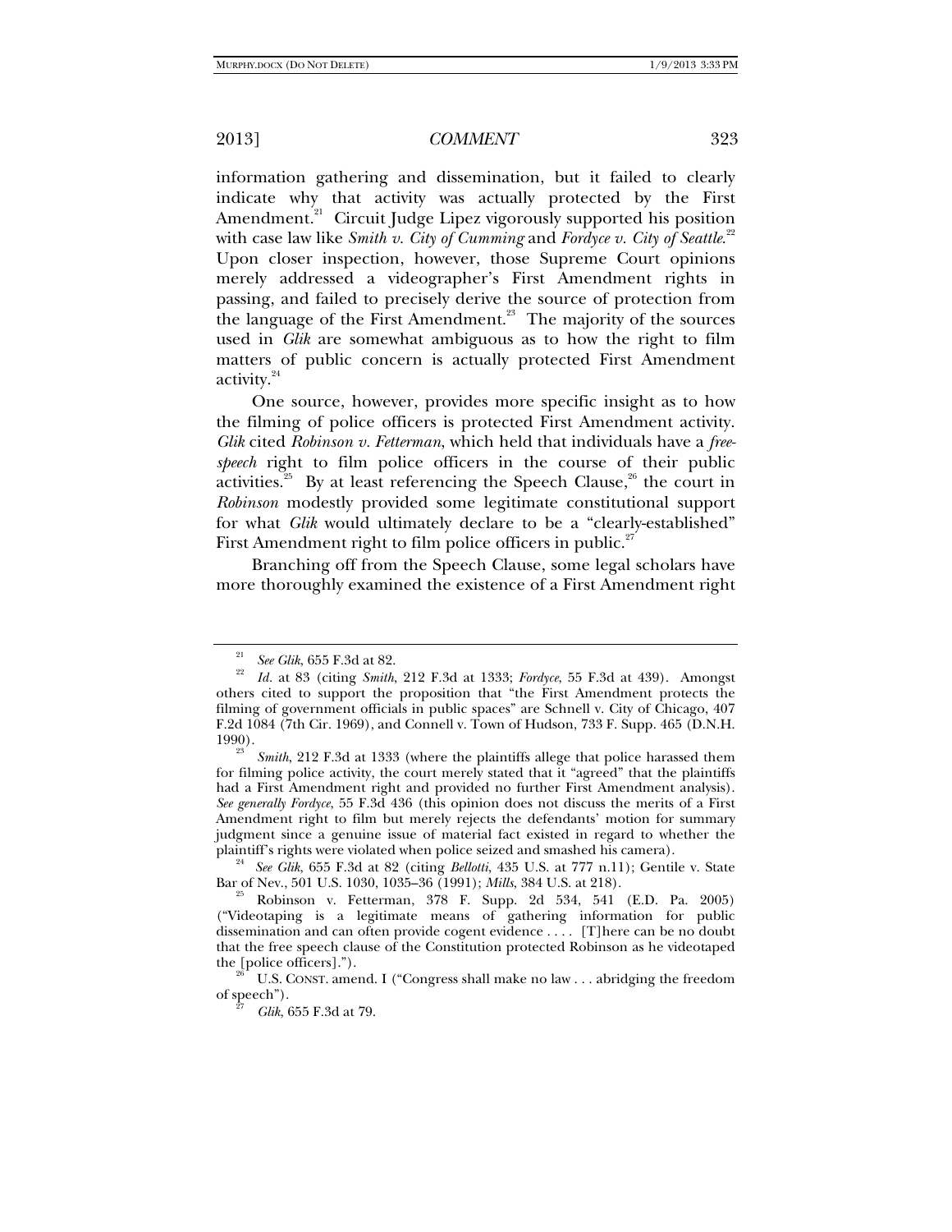information gathering and dissemination, but it failed to clearly indicate why that activity was actually protected by the First Amendment.[21] Circuit Judge Lipez vigorously supported his position with case law like *Smith v. City of Cumming* and *Fordyce v. City of Seattle*.[22] Upon closer inspection, however, those Supreme Court opinions merely addressed a videographer's First Amendment rights in passing, and failed to precisely derive the source of protection from the language of the First Amendment.[23] The majority of the sources used in *Glik* are somewhat ambiguous as to how the right to film matters of public concern is actually protected First Amendment activity.[24]

One source, however, provides more specific insight as to how the filming of police officers is protected First Amendment activity. *Glik* cited *Robinson v. Fetterman*, which held that individuals have a *free-speech* right to film police officers in the course of their public activities.[25] By at least referencing the Speech Clause,[26] the court in *Robinson* modestly provided some legitimate constitutional support for what *Glik* would ultimately declare to be a "clearly-established" First Amendment right to film police officers in public.[27]

Branching off from the Speech Clause, some legal scholars have more thoroughly examined the existence of a First Amendment right

---

[21] *See Glik*, 655 F.3d at 82.

[22] *Id.* at 83 (citing *Smith*, 212 F.3d at 1333; *Fordyce*, 55 F.3d at 439). Amongst others cited to support the proposition that "the First Amendment protects the filming of government officials in public spaces" are Schnell v. City of Chicago, 407 F.2d 1084 (7th Cir. 1969), and Connell v. Town of Hudson, 733 F. Supp. 465 (D.N.H. 1990).

[23] *Smith*, 212 F.3d at 1333 (where the plaintiffs allege that police harassed them for filming police activity, the court merely stated that it "agreed" that the plaintiffs had a First Amendment right and provided no further First Amendment analysis). *See generally Fordyce*, 55 F.3d 436 (this opinion does not discuss the merits of a First Amendment right to film but merely rejects the defendants' motion for summary judgment since a genuine issue of material fact existed in regard to whether the plaintiff's rights were violated when police seized and smashed his camera).

[24] *See Glik*, 655 F.3d at 82 (citing *Bellotti*, 435 U.S. at 777 n.11); Gentile v. State Bar of Nev., 501 U.S. 1030, 1035–36 (1991); *Mills*, 384 U.S. at 218).

[25] Robinson v. Fetterman, 378 F. Supp. 2d 534, 541 (E.D. Pa. 2005) ("Videotaping is a legitimate means of gathering information for public dissemination and can often provide cogent evidence . . . . [T]here can be no doubt that the free speech clause of the Constitution protected Robinson as he videotaped the [police officers].").

[26] U.S. CONST. amend. I ("Congress shall make no law . . . abridging the freedom of speech").

[27] *Glik*, 655 F.3d at 79.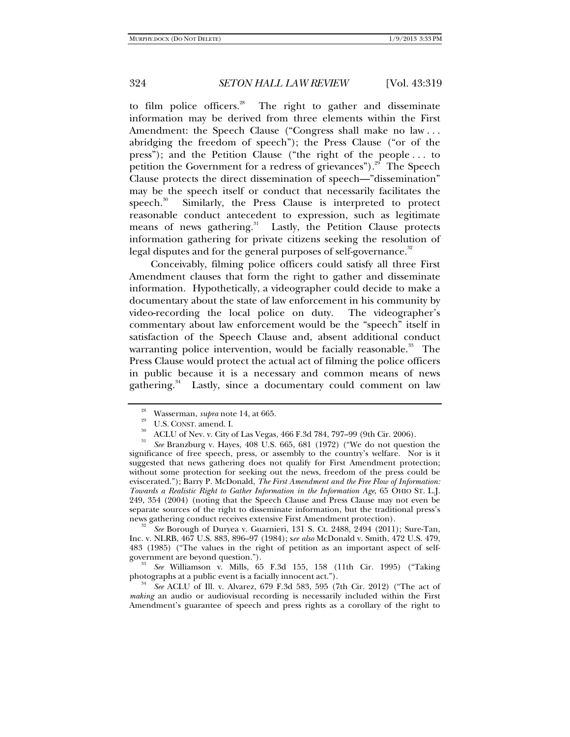to film police officers.[28] The right to gather and disseminate information may be derived from three elements within the First Amendment: the Speech Clause ("Congress shall make no law . . . abridging the freedom of speech"); the Press Clause ("or of the press"); and the Petition Clause ("the right of the people . . . to petition the Government for a redress of grievances").[29] The Speech Clause protects the direct dissemination of speech—"dissemination" may be the speech itself or conduct that necessarily facilitates the speech.[30] Similarly, the Press Clause is interpreted to protect reasonable conduct antecedent to expression, such as legitimate means of news gathering.[31] Lastly, the Petition Clause protects information gathering for private citizens seeking the resolution of legal disputes and for the general purposes of self-governance.[32]

Conceivably, filming police officers could satisfy all three First Amendment clauses that form the right to gather and disseminate information. Hypothetically, a videographer could decide to make a documentary about the state of law enforcement in his community by video-recording the local police on duty. The videographer's commentary about law enforcement would be the "speech" itself in satisfaction of the Speech Clause and, absent additional conduct warranting police intervention, would be facially reasonable.[33] The Press Clause would protect the actual act of filming the police officers in public because it is a necessary and common means of news gathering.[34] Lastly, since a documentary could comment on law

---

[28] Wasserman, *supra* note 14, at 665.

[29] U.S. CONST. amend. I.

[30] ACLU of Nev. v. City of Las Vegas, 466 F.3d 784, 797–99 (9th Cir. 2006).

[31] *See* Branzburg v. Hayes, 408 U.S. 665, 681 (1972) ("We do not question the significance of free speech, press, or assembly to the country's welfare. Nor is it suggested that news gathering does not qualify for First Amendment protection; without some protection for seeking out the news, freedom of the press could be eviscerated."); Barry P. McDonald, *The First Amendment and the Free Flow of Information: Towards a Realistic Right to Gather Information in the Information Age*, 65 OHIO ST. L.J. 249, 354 (2004) (noting that the Speech Clause and Press Clause may not even be separate sources of the right to disseminate information, but the traditional press's news gathering conduct receives extensive First Amendment protection).

[32] *See* Borough of Duryea v. Guarnieri, 131 S. Ct. 2488, 2494 (2011); Sure-Tan, Inc. v. NLRB, 467 U.S. 883, 896–97 (1984); s*ee also* McDonald v. Smith, 472 U.S. 479, 483 (1985) ("The values in the right of petition as an important aspect of self-government are beyond question.").

[33] *See* Williamson v. Mills, 65 F.3d 155, 158 (11th Cir. 1995) ("Taking photographs at a public event is a facially innocent act.").

[34] *See* ACLU of Ill. v. Alvarez, 679 F.3d 583, 595 (7th Cir. 2012) ("The act of *making* an audio or audiovisual recording is necessarily included within the First Amendment's guarantee of speech and press rights as a corollary of the right to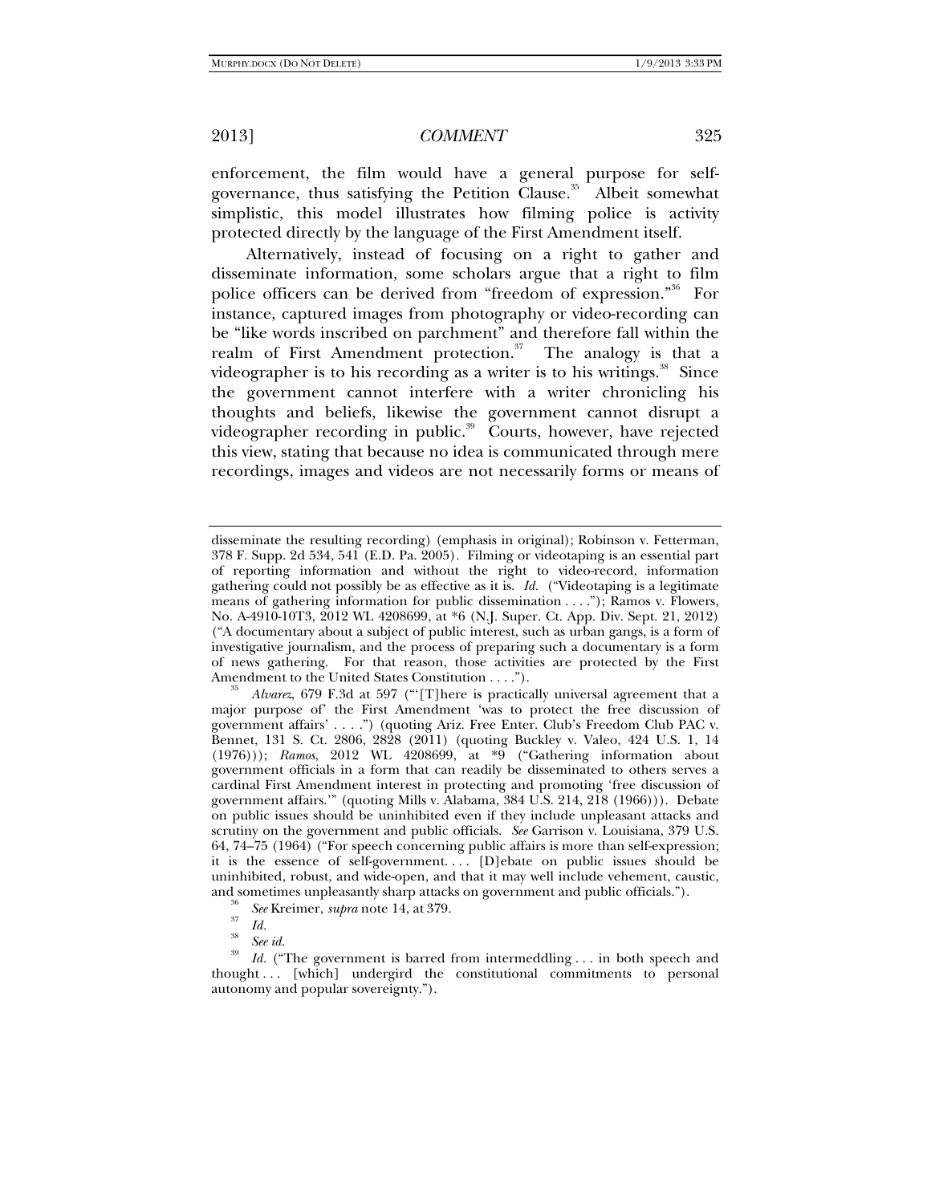enforcement, the film would have a general purpose for self-governance, thus satisfying the Petition Clause.[35] Albeit somewhat simplistic, this model illustrates how filming police is activity protected directly by the language of the First Amendment itself.

Alternatively, instead of focusing on a right to gather and disseminate information, some scholars argue that a right to film police officers can be derived from "freedom of expression."[36] For instance, captured images from photography or video-recording can be "like words inscribed on parchment" and therefore fall within the realm of First Amendment protection.[37] The analogy is that a videographer is to his recording as a writer is to his writings.[38] Since the government cannot interfere with a writer chronicling his thoughts and beliefs, likewise the government cannot disrupt a videographer recording in public.[39] Courts, however, have rejected this view, stating that because no idea is communicated through mere recordings, images and videos are not necessarily forms or means of

---

disseminate the resulting recording) (emphasis in original); Robinson v. Fetterman, 378 F. Supp. 2d 534, 541 (E.D. Pa. 2005). Filming or videotaping is an essential part of reporting information and without the right to video-record, information gathering could not possibly be as effective as it is. *Id.* ("Videotaping is a legitimate means of gathering information for public dissemination . . . ."); Ramos v. Flowers, No. A-4910-10T3, 2012 WL 4208699, at *6 (N.J. Super. Ct. App. Div. Sept. 21, 2012) ("A documentary about a subject of public interest, such as urban gangs, is a form of investigative journalism, and the process of preparing such a documentary is a form of news gathering. For that reason, those activities are protected by the First Amendment to the United States Constitution . . . .").

[35] *Alvarez*, 679 F.3d at 597 ("'[T]here is practically universal agreement that a major purpose of' the First Amendment 'was to protect the free discussion of government affairs' . . . .") (quoting Ariz. Free Enter. Club's Freedom Club PAC v. Bennet, 131 S. Ct. 2806, 2828 (2011) (quoting Buckley v. Valeo, 424 U.S. 1, 14 (1976))); *Ramos*, 2012 WL 4208699, at *9 ("Gathering information about government officials in a form that can readily be disseminated to others serves a cardinal First Amendment interest in protecting and promoting 'free discussion of government affairs.'" (quoting Mills v. Alabama, 384 U.S. 214, 218 (1966))). Debate on public issues should be uninhibited even if they include unpleasant attacks and scrutiny on the government and public officials. *See* Garrison v. Louisiana, 379 U.S. 64, 74–75 (1964) ("For speech concerning public affairs is more than self-expression; it is the essence of self-government. . . . [D]ebate on public issues should be uninhibited, robust, and wide-open, and that it may well include vehement, caustic, and sometimes unpleasantly sharp attacks on government and public officials.").

[36] *See* Kreimer, *supra* note 14, at 379.

[37] *Id.*

[38] *See id.*

[39] *Id.* ("The government is barred from intermeddling . . . in both speech and thought . . . [which] undergird the constitutional commitments to personal autonomy and popular sovereignty.").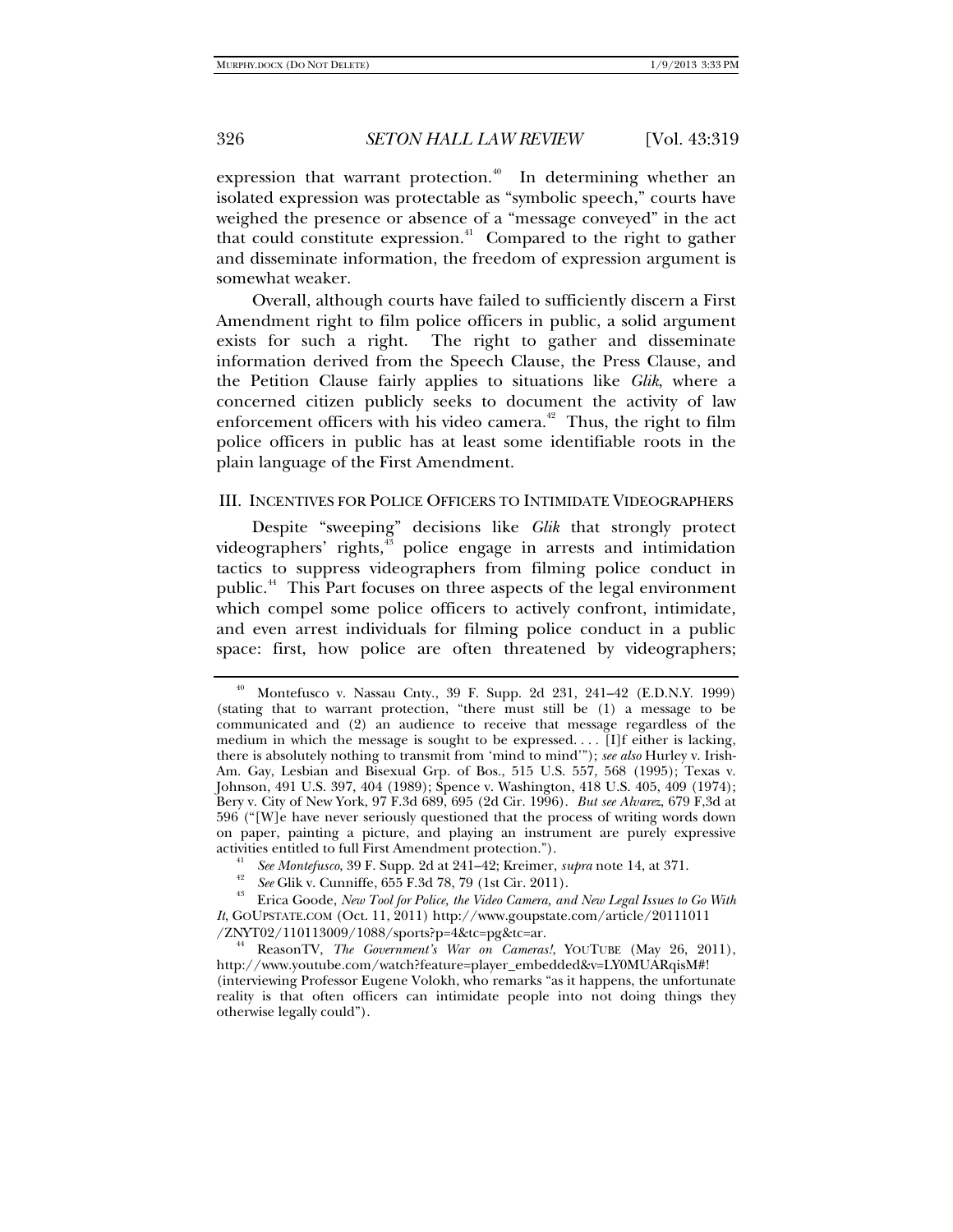expression that warrant protection.[40] In determining whether an isolated expression was protectable as "symbolic speech," courts have weighed the presence or absence of a "message conveyed" in the act that could constitute expression.[41] Compared to the right to gather and disseminate information, the freedom of expression argument is somewhat weaker.

Overall, although courts have failed to sufficiently discern a First Amendment right to film police officers in public, a solid argument exists for such a right. The right to gather and disseminate information derived from the Speech Clause, the Press Clause, and the Petition Clause fairly applies to situations like *Glik*, where a concerned citizen publicly seeks to document the activity of law enforcement officers with his video camera.[42] Thus, the right to film police officers in public has at least some identifiable roots in the plain language of the First Amendment.

## III. INCENTIVES FOR POLICE OFFICERS TO INTIMIDATE VIDEOGRAPHERS

Despite "sweeping" decisions like *Glik* that strongly protect videographers' rights,[43] police engage in arrests and intimidation tactics to suppress videographers from filming police conduct in public.[44] This Part focuses on three aspects of the legal environment which compel some police officers to actively confront, intimidate, and even arrest individuals for filming police conduct in a public space: first, how police are often threatened by videographers;

---

[40] Montefusco v. Nassau Cnty., 39 F. Supp. 2d 231, 241–42 (E.D.N.Y. 1999) (stating that to warrant protection, "there must still be (1) a message to be communicated and (2) an audience to receive that message regardless of the medium in which the message is sought to be expressed. . . . [I]f either is lacking, there is absolutely nothing to transmit from 'mind to mind'"); *see also* Hurley v. Irish-Am. Gay, Lesbian and Bisexual Grp. of Bos., 515 U.S. 557, 568 (1995); Texas v. Johnson, 491 U.S. 397, 404 (1989); Spence v. Washington, 418 U.S. 405, 409 (1974); Bery v. City of New York, 97 F.3d 689, 695 (2d Cir. 1996). *But see Alvarez*, 679 F,3d at 596 ("[W]e have never seriously questioned that the process of writing words down on paper, painting a picture, and playing an instrument are purely expressive activities entitled to full First Amendment protection.").

[41] *See Montefusco*, 39 F. Supp. 2d at 241–42; Kreimer, *supra* note 14, at 371.

[42] *See* Glik v. Cunniffe, 655 F.3d 78, 79 (1st Cir. 2011).

[43] Erica Goode, *New Tool for Police, the Video Camera, and New Legal Issues to Go With It*, GOUPSTATE.COM (Oct. 11, 2011) http://www.goupstate.com/article/20111011/ZNYT02/110113009/1088/sports?p=4&tc=pg&tc=ar.

[44] ReasonTV, *The Government's War on Cameras!*, YOUTUBE (May 26, 2011), http://www.youtube.com/watch?feature=player_embedded&v=LY0MUARqisM#! (interviewing Professor Eugene Volokh, who remarks "as it happens, the unfortunate reality is that often officers can intimidate people into not doing things they otherwise legally could").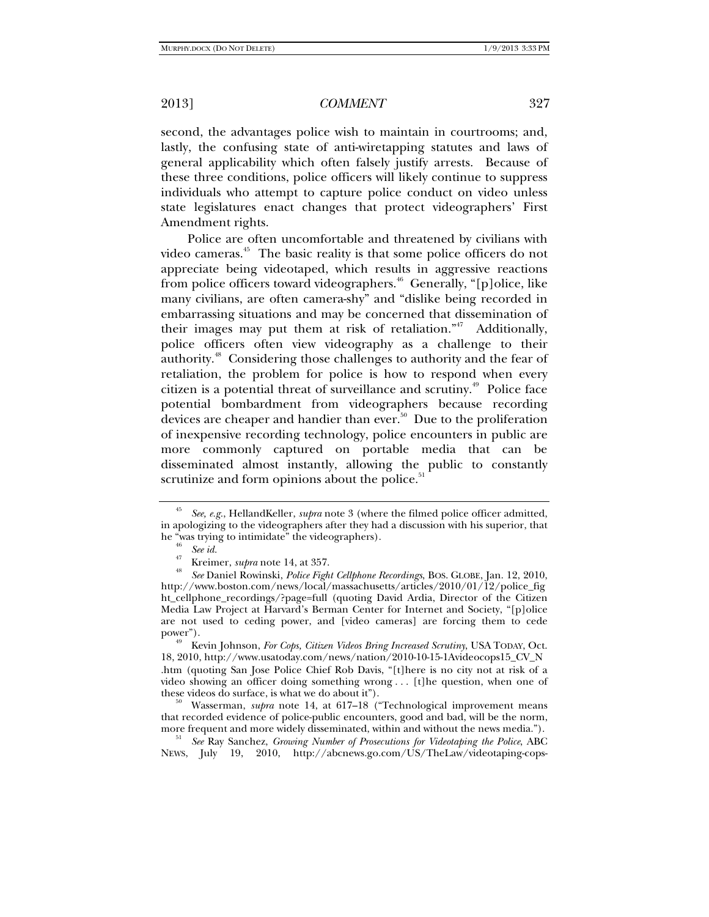second, the advantages police wish to maintain in courtrooms; and, lastly, the confusing state of anti-wiretapping statutes and laws of general applicability which often falsely justify arrests. Because of these three conditions, police officers will likely continue to suppress individuals who attempt to capture police conduct on video unless state legislatures enact changes that protect videographers' First Amendment rights.

Police are often uncomfortable and threatened by civilians with video cameras.[45] The basic reality is that some police officers do not appreciate being videotaped, which results in aggressive reactions from police officers toward videographers.[46] Generally, "[p]olice, like many civilians, are often camera-shy" and "dislike being recorded in embarrassing situations and may be concerned that dissemination of their images may put them at risk of retaliation."[47] Additionally, police officers often view videography as a challenge to their authority.[48] Considering those challenges to authority and the fear of retaliation, the problem for police is how to respond when every citizen is a potential threat of surveillance and scrutiny.[49] Police face potential bombardment from videographers because recording devices are cheaper and handier than ever.[50] Due to the proliferation of inexpensive recording technology, police encounters in public are more commonly captured on portable media that can be disseminated almost instantly, allowing the public to constantly scrutinize and form opinions about the police.[51]

---

[45] *See, e.g.*, HellandKeller, *supra* note 3 (where the filmed police officer admitted, in apologizing to the videographers after they had a discussion with his superior, that he "was trying to intimidate" the videographers).

[46] *See id.*

[47] Kreimer, *supra* note 14, at 357.

[48] *See* Daniel Rowinski, *Police Fight Cellphone Recordings*, BOS. GLOBE, Jan. 12, 2010, http://www.boston.com/news/local/massachusetts/articles/2010/01/12/police_fight_cellphone_recordings/?page=full (quoting David Ardia, Director of the Citizen Media Law Project at Harvard's Berman Center for Internet and Society, "[p]olice are not used to ceding power, and [video cameras] are forcing them to cede power").

[49] Kevin Johnson, *For Cops, Citizen Videos Bring Increased Scrutiny*, USA TODAY, Oct. 18, 2010, http://www.usatoday.com/news/nation/2010-10-15-1Avideocops15_CV_N.htm (quoting San Jose Police Chief Rob Davis, "[t]here is no city not at risk of a video showing an officer doing something wrong . . . [t]he question, when one of these videos do surface, is what we do about it").

[50] Wasserman, *supra* note 14, at 617–18 ("Technological improvement means that recorded evidence of police-public encounters, good and bad, will be the norm, more frequent and more widely disseminated, within and without the news media.").

[51] *See* Ray Sanchez, *Growing Number of Prosecutions for Videotaping the Police*, ABC NEWS, July 19, 2010, http://abcnews.go.com/US/TheLaw/videotaping-cops-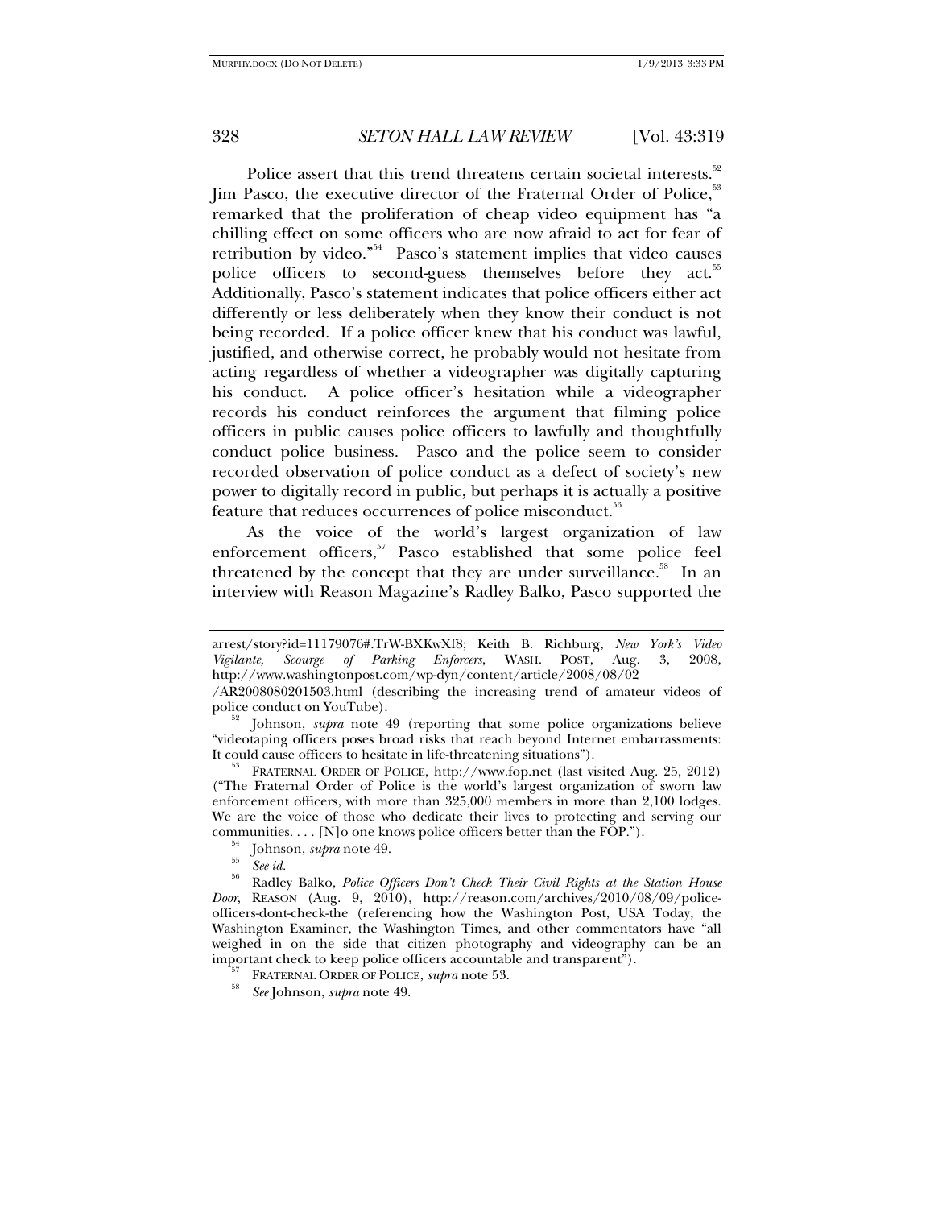Police assert that this trend threatens certain societal interests.[52] Jim Pasco, the executive director of the Fraternal Order of Police,[53] remarked that the proliferation of cheap video equipment has "a chilling effect on some officers who are now afraid to act for fear of retribution by video."[54] Pasco's statement implies that video causes police officers to second-guess themselves before they act.[55] Additionally, Pasco's statement indicates that police officers either act differently or less deliberately when they know their conduct is not being recorded. If a police officer knew that his conduct was lawful, justified, and otherwise correct, he probably would not hesitate from acting regardless of whether a videographer was digitally capturing his conduct. A police officer's hesitation while a videographer records his conduct reinforces the argument that filming police officers in public causes police officers to lawfully and thoughtfully conduct police business. Pasco and the police seem to consider recorded observation of police conduct as a defect of society's new power to digitally record in public, but perhaps it is actually a positive feature that reduces occurrences of police misconduct.[56]

As the voice of the world's largest organization of law enforcement officers,[57] Pasco established that some police feel threatened by the concept that they are under surveillance.[58] In an interview with Reason Magazine's Radley Balko, Pasco supported the

---

arrest/story?id=11179076#.TrW-BXKwXf8; Keith B. Richburg, *New York's Video Vigilante, Scourge of Parking Enforcers*, WASH. POST, Aug. 3, 2008, http://www.washingtonpost.com/wp-dyn/content/article/2008/08/02/AR2008080201503.html (describing the increasing trend of amateur videos of police conduct on YouTube).

[52] Johnson, *supra* note 49 (reporting that some police organizations believe "videotaping officers poses broad risks that reach beyond Internet embarrassments: It could cause officers to hesitate in life-threatening situations").

[53] FRATERNAL ORDER OF POLICE, http://www.fop.net (last visited Aug. 25, 2012) ("The Fraternal Order of Police is the world's largest organization of sworn law enforcement officers, with more than 325,000 members in more than 2,100 lodges. We are the voice of those who dedicate their lives to protecting and serving our communities. . . . [N]o one knows police officers better than the FOP.").

[54] Johnson, *supra* note 49.

[55] *See id.*

[56] Radley Balko, *Police Officers Don't Check Their Civil Rights at the Station House Door*, REASON (Aug. 9, 2010), http://reason.com/archives/2010/08/09/police-officers-dont-check-the (referencing how the Washington Post, USA Today, the Washington Examiner, the Washington Times, and other commentators have "all weighed in on the side that citizen photography and videography can be an important check to keep police officers accountable and transparent").

[57] FRATERNAL ORDER OF POLICE, *supra* note 53.

[58] *See* Johnson, *supra* note 49.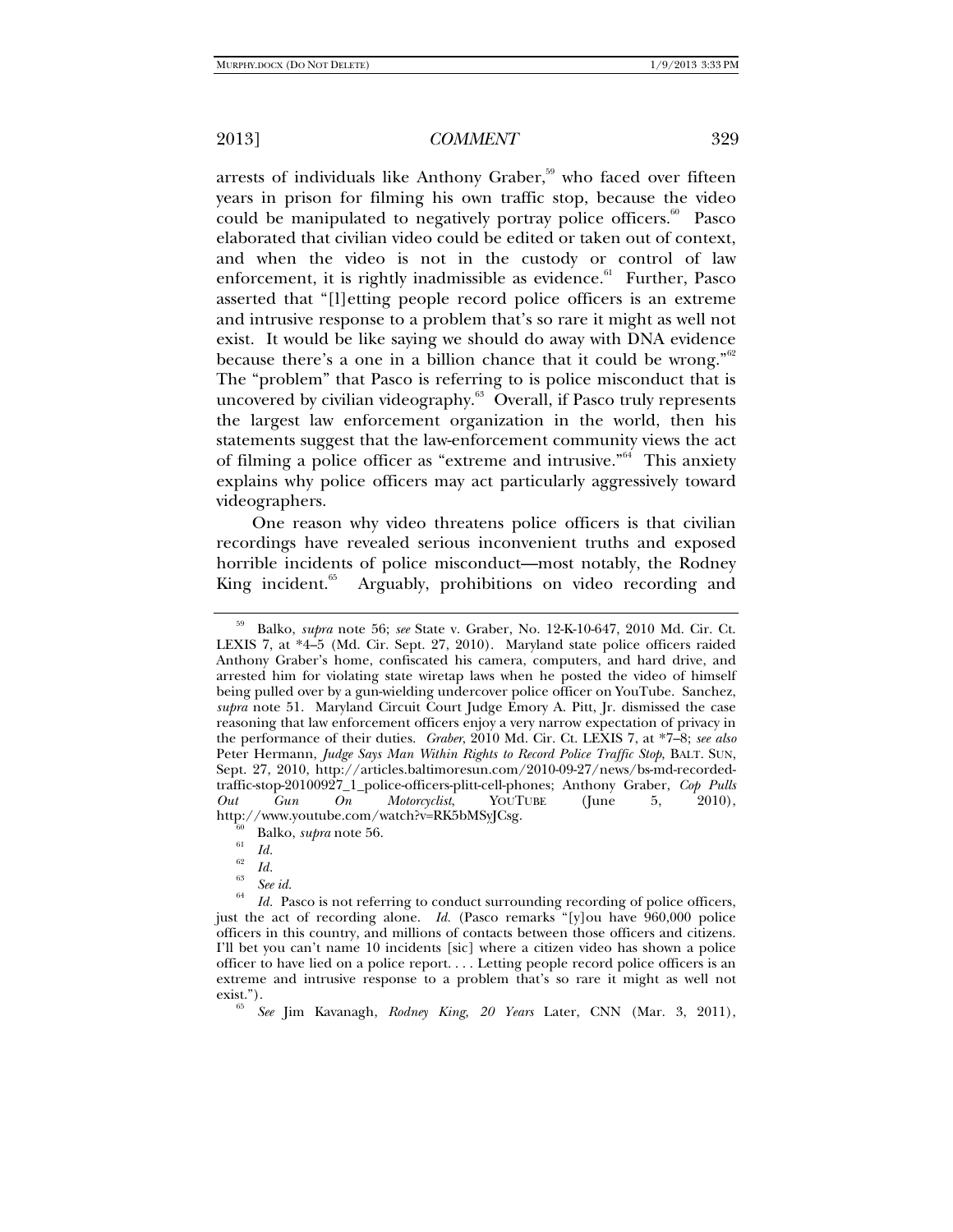arrests of individuals like Anthony Graber,[59] who faced over fifteen years in prison for filming his own traffic stop, because the video could be manipulated to negatively portray police officers.[60] Pasco elaborated that civilian video could be edited or taken out of context, and when the video is not in the custody or control of law enforcement, it is rightly inadmissible as evidence.[61] Further, Pasco asserted that "[l]etting people record police officers is an extreme and intrusive response to a problem that's so rare it might as well not exist. It would be like saying we should do away with DNA evidence because there's a one in a billion chance that it could be wrong."[62] The "problem" that Pasco is referring to is police misconduct that is uncovered by civilian videography.[63] Overall, if Pasco truly represents the largest law enforcement organization in the world, then his statements suggest that the law-enforcement community views the act of filming a police officer as "extreme and intrusive."[64] This anxiety explains why police officers may act particularly aggressively toward videographers.

One reason why video threatens police officers is that civilian recordings have revealed serious inconvenient truths and exposed horrible incidents of police misconduct—most notably, the Rodney King incident.[65] Arguably, prohibitions on video recording and

---

[59] Balko, *supra* note 56; *see* State v. Graber, No. 12-K-10-647, 2010 Md. Cir. Ct. LEXIS 7, at *4–5 (Md. Cir. Sept. 27, 2010). Maryland state police officers raided Anthony Graber's home, confiscated his camera, computers, and hard drive, and arrested him for violating state wiretap laws when he posted the video of himself being pulled over by a gun-wielding undercover police officer on YouTube. Sanchez, *supra* note 51. Maryland Circuit Court Judge Emory A. Pitt, Jr. dismissed the case reasoning that law enforcement officers enjoy a very narrow expectation of privacy in the performance of their duties. *Graber*, 2010 Md. Cir. Ct. LEXIS 7, at *7–8; *see also* Peter Hermann, *Judge Says Man Within Rights to Record Police Traffic Stop*, BALT. SUN, Sept. 27, 2010, http://articles.baltimoresun.com/2010-09-27/news/bs-md-recorded-traffic-stop-20100927_1_police-officers-plitt-cell-phones; Anthony Graber, *Cop Pulls Out Gun On Motorcyclist*, YOUTUBE (June 5, 2010), http://www.youtube.com/watch?v=RK5bMSyJCsg.

[60] Balko, *supra* note 56.

[61] *Id.*

[62] *Id.*

[63] *See id.*

[64] *Id.* Pasco is not referring to conduct surrounding recording of police officers, just the act of recording alone. *Id.* (Pasco remarks "[y]ou have 960,000 police officers in this country, and millions of contacts between those officers and citizens. I'll bet you can't name 10 incidents [sic] where a citizen video has shown a police officer to have lied on a police report. . . . Letting people record police officers is an extreme and intrusive response to a problem that's so rare it might as well not exist.").

[65] *See* Jim Kavanagh, *Rodney King, 20 Years* Later, CNN (Mar. 3, 2011),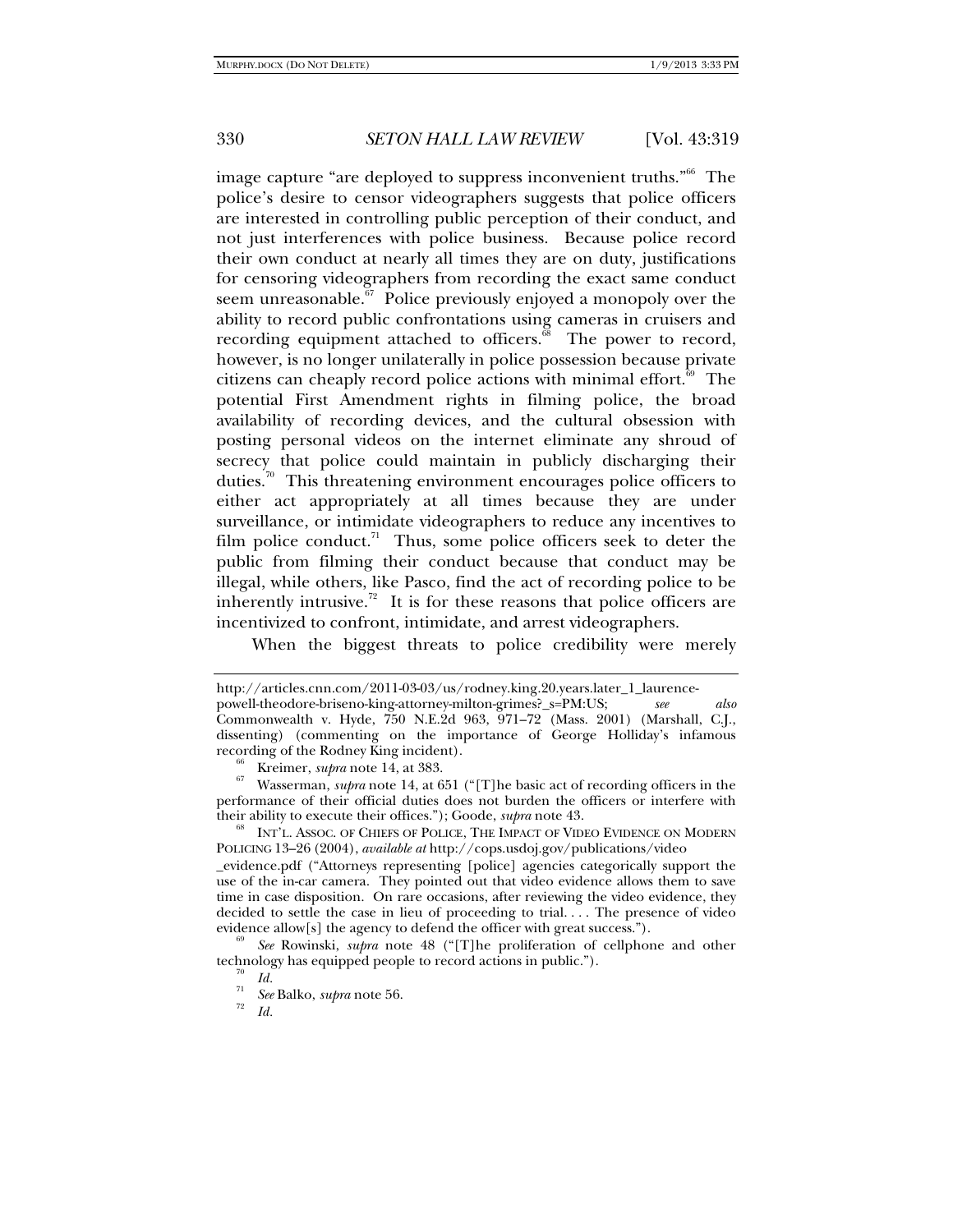image capture "are deployed to suppress inconvenient truths."[66] The police's desire to censor videographers suggests that police officers are interested in controlling public perception of their conduct, and not just interferences with police business. Because police record their own conduct at nearly all times they are on duty, justifications for censoring videographers from recording the exact same conduct seem unreasonable.[67] Police previously enjoyed a monopoly over the ability to record public confrontations using cameras in cruisers and recording equipment attached to officers.[68] The power to record, however, is no longer unilaterally in police possession because private citizens can cheaply record police actions with minimal effort.[69] The potential First Amendment rights in filming police, the broad availability of recording devices, and the cultural obsession with posting personal videos on the internet eliminate any shroud of secrecy that police could maintain in publicly discharging their duties.[70] This threatening environment encourages police officers to either act appropriately at all times because they are under surveillance, or intimidate videographers to reduce any incentives to film police conduct.[71] Thus, some police officers seek to deter the public from filming their conduct because that conduct may be illegal, while others, like Pasco, find the act of recording police to be inherently intrusive.[72] It is for these reasons that police officers are incentivized to confront, intimidate, and arrest videographers.

When the biggest threats to police credibility were merely

---

http://articles.cnn.com/2011-03-03/us/rodney.king.20.years.later_1_laurence-powell-theodore-briseno-king-attorney-milton-grimes?_s=PM:US; *see also* Commonwealth v. Hyde, 750 N.E.2d 963, 971–72 (Mass. 2001) (Marshall, C.J., dissenting) (commenting on the importance of George Holliday's infamous recording of the Rodney King incident).

[66] Kreimer, *supra* note 14, at 383.

[67] Wasserman, *supra* note 14, at 651 ("[T]he basic act of recording officers in the performance of their official duties does not burden the officers or interfere with their ability to execute their offices."); Goode, *supra* note 43.

[68] INT'L. ASSOC. OF CHIEFS OF POLICE, THE IMPACT OF VIDEO EVIDENCE ON MODERN POLICING 13–26 (2004), *available at* http://cops.usdoj.gov/publications/video_evidence.pdf ("Attorneys representing [police] agencies categorically support the use of the in-car camera. They pointed out that video evidence allows them to save time in case disposition. On rare occasions, after reviewing the video evidence, they decided to settle the case in lieu of proceeding to trial. . . . The presence of video evidence allow[s] the agency to defend the officer with great success.").

[69] *See* Rowinski, *supra* note 48 ("[T]he proliferation of cellphone and other technology has equipped people to record actions in public.").

[70] *Id.*

[71] *See* Balko, *supra* note 56.

[72] *Id.*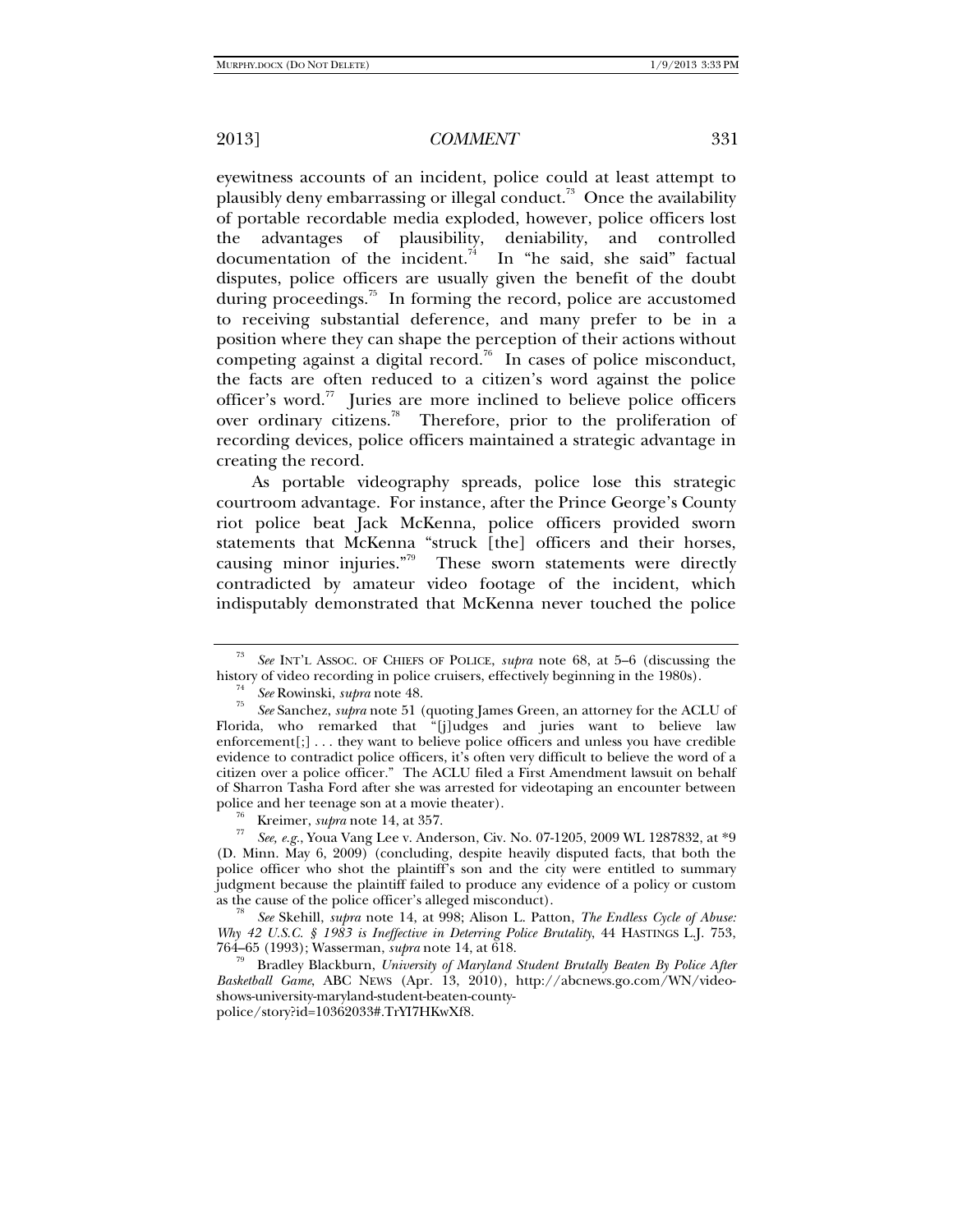eyewitness accounts of an incident, police could at least attempt to plausibly deny embarrassing or illegal conduct.[73] Once the availability of portable recordable media exploded, however, police officers lost the advantages of plausibility, deniability, and controlled documentation of the incident.[74] In "he said, she said" factual disputes, police officers are usually given the benefit of the doubt during proceedings.[75] In forming the record, police are accustomed to receiving substantial deference, and many prefer to be in a position where they can shape the perception of their actions without competing against a digital record.[76] In cases of police misconduct, the facts are often reduced to a citizen's word against the police officer's word.[77] Juries are more inclined to believe police officers over ordinary citizens.[78] Therefore, prior to the proliferation of recording devices, police officers maintained a strategic advantage in creating the record.

As portable videography spreads, police lose this strategic courtroom advantage. For instance, after the Prince George's County riot police beat Jack McKenna, police officers provided sworn statements that McKenna "struck [the] officers and their horses, causing minor injuries."[79] These sworn statements were directly contradicted by amateur video footage of the incident, which indisputably demonstrated that McKenna never touched the police

---

[73] *See* INT'L ASSOC. OF CHIEFS OF POLICE, *supra* note 68, at 5–6 (discussing the history of video recording in police cruisers, effectively beginning in the 1980s).

[74] *See* Rowinski, *supra* note 48.

[75] *See* Sanchez, *supra* note 51 (quoting James Green, an attorney for the ACLU of Florida, who remarked that "[j]udges and juries want to believe law enforcement[;] . . . they want to believe police officers and unless you have credible evidence to contradict police officers, it's often very difficult to believe the word of a citizen over a police officer." The ACLU filed a First Amendment lawsuit on behalf of Sharron Tasha Ford after she was arrested for videotaping an encounter between police and her teenage son at a movie theater).

[76] Kreimer, *supra* note 14, at 357.

[77] *See, e.g.*, Youa Vang Lee v. Anderson, Civ. No. 07-1205, 2009 WL 1287832, at *9 (D. Minn. May 6, 2009) (concluding, despite heavily disputed facts, that both the police officer who shot the plaintiff's son and the city were entitled to summary judgment because the plaintiff failed to produce any evidence of a policy or custom as the cause of the police officer's alleged misconduct).

[78] *See* Skehill, *supra* note 14, at 998; Alison L. Patton, *The Endless Cycle of Abuse: Why 42 U.S.C. § 1983 is Ineffective in Deterring Police Brutality*, 44 HASTINGS L.J. 753, 764–65 (1993); Wasserman, *supra* note 14, at 618.

[79] Bradley Blackburn, *University of Maryland Student Brutally Beaten By Police After Basketball Game*, ABC NEWS (Apr. 13, 2010), http://abcnews.go.com/WN/video-shows-university-maryland-student-beaten-county-police/story?id=10362033#.TrYI7HKwXf8.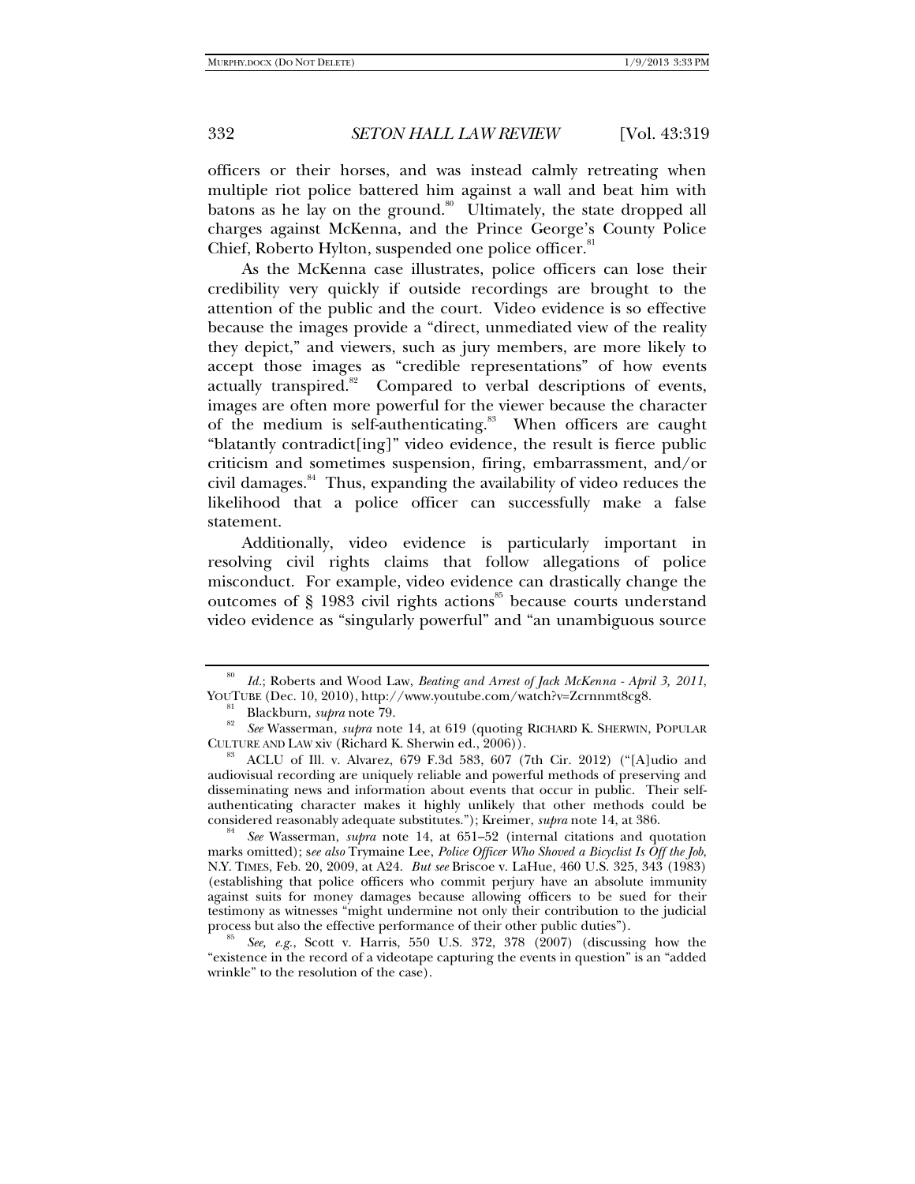officers or their horses, and was instead calmly retreating when multiple riot police battered him against a wall and beat him with batons as he lay on the ground.[80] Ultimately, the state dropped all charges against McKenna, and the Prince George's County Police Chief, Roberto Hylton, suspended one police officer.[81]

As the McKenna case illustrates, police officers can lose their credibility very quickly if outside recordings are brought to the attention of the public and the court. Video evidence is so effective because the images provide a "direct, unmediated view of the reality they depict," and viewers, such as jury members, are more likely to accept those images as "credible representations" of how events actually transpired.[82] Compared to verbal descriptions of events, images are often more powerful for the viewer because the character of the medium is self-authenticating.[83] When officers are caught "blatantly contradict[ing]" video evidence, the result is fierce public criticism and sometimes suspension, firing, embarrassment, and/or civil damages.[84] Thus, expanding the availability of video reduces the likelihood that a police officer can successfully make a false statement.

Additionally, video evidence is particularly important in resolving civil rights claims that follow allegations of police misconduct. For example, video evidence can drastically change the outcomes of § 1983 civil rights actions[85] because courts understand video evidence as "singularly powerful" and "an unambiguous source

---

[80] *Id.*; Roberts and Wood Law, *Beating and Arrest of Jack McKenna - April 3, 2011*, YOUTUBE (Dec. 10, 2010), http://www.youtube.com/watch?v=Zcrnnmt8cg8.

[81] Blackburn, *supra* note 79.

[82] *See* Wasserman, *supra* note 14, at 619 (quoting RICHARD K. SHERWIN, POPULAR CULTURE AND LAW xiv (Richard K. Sherwin ed., 2006)).

[83] ACLU of Ill. v. Alvarez, 679 F.3d 583, 607 (7th Cir. 2012) ("[A]udio and audiovisual recording are uniquely reliable and powerful methods of preserving and disseminating news and information about events that occur in public. Their self-authenticating character makes it highly unlikely that other methods could be considered reasonably adequate substitutes."); Kreimer, *supra* note 14, at 386.

[84] *See* Wasserman, *supra* note 14, at 651–52 (internal citations and quotation marks omitted); *see also* Trymaine Lee, *Police Officer Who Shoved a Bicyclist Is Off the Job*, N.Y. TIMES, Feb. 20, 2009, at A24. *But see* Briscoe v. LaHue, 460 U.S. 325, 343 (1983) (establishing that police officers who commit perjury have an absolute immunity against suits for money damages because allowing officers to be sued for their testimony as witnesses "might undermine not only their contribution to the judicial process but also the effective performance of their other public duties").

[85] *See, e.g.*, Scott v. Harris, 550 U.S. 372, 378 (2007) (discussing how the "existence in the record of a videotape capturing the events in question" is an "added wrinkle" to the resolution of the case).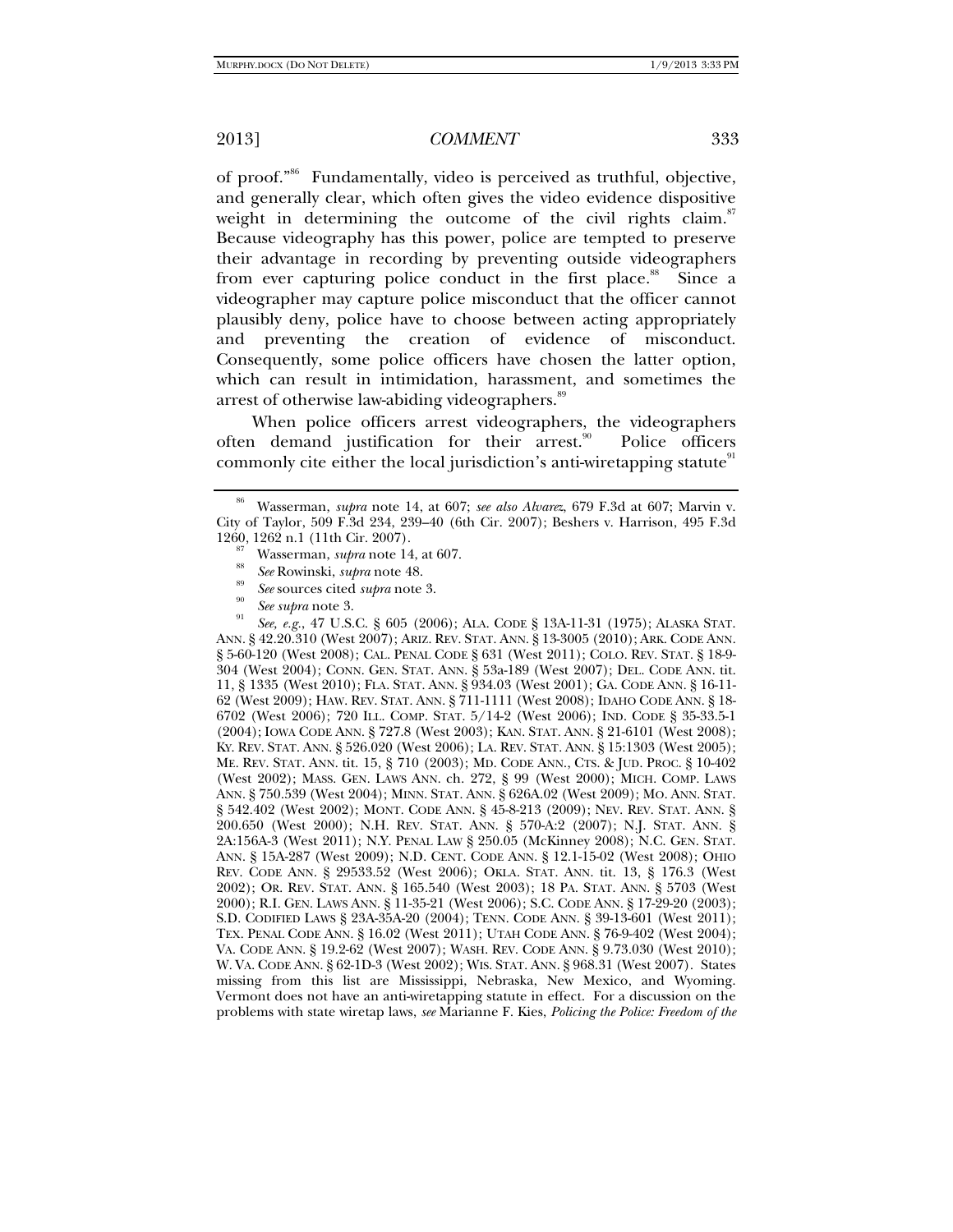of proof."[86] Fundamentally, video is perceived as truthful, objective, and generally clear, which often gives the video evidence dispositive weight in determining the outcome of the civil rights claim.[87] Because videography has this power, police are tempted to preserve their advantage in recording by preventing outside videographers from ever capturing police conduct in the first place.[88] Since a videographer may capture police misconduct that the officer cannot plausibly deny, police have to choose between acting appropriately and preventing the creation of evidence of misconduct. Consequently, some police officers have chosen the latter option, which can result in intimidation, harassment, and sometimes the arrest of otherwise law-abiding videographers.[89]

When police officers arrest videographers, the videographers often demand justification for their arrest.[90] Police officers commonly cite either the local jurisdiction's anti-wiretapping statute[91]

---

[86] Wasserman, *supra* note 14, at 607; *see also Alvarez*, 679 F.3d at 607; Marvin v. City of Taylor, 509 F.3d 234, 239–40 (6th Cir. 2007); Beshers v. Harrison, 495 F.3d 1260, 1262 n.1 (11th Cir. 2007).

[87] Wasserman, *supra* note 14, at 607.

[88] *See* Rowinski, *supra* note 48.

[89] *See* sources cited *supra* note 3.

[90] *See supra* note 3.

[91] *See, e.g.*, 47 U.S.C. § 605 (2006); ALA. CODE § 13A-11-31 (1975); ALASKA STAT. ANN. § 42.20.310 (West 2007); ARIZ. REV. STAT. ANN. § 13-3005 (2010); ARK. CODE ANN. § 5-60-120 (West 2008); CAL. PENAL CODE § 631 (West 2011); COLO. REV. STAT. § 18-9-304 (West 2004); CONN. GEN. STAT. ANN. § 53a-189 (West 2007); DEL. CODE ANN. tit. 11, § 1335 (West 2010); FLA. STAT. ANN. § 934.03 (West 2001); GA. CODE ANN. § 16-11-62 (West 2009); HAW. REV. STAT. ANN. § 711-1111 (West 2008); IDAHO CODE ANN. § 18-6702 (West 2006); 720 ILL. COMP. STAT. 5/14-2 (West 2006); IND. CODE § 35-33.5-1 (2004); IOWA CODE ANN. § 727.8 (West 2003); KAN. STAT. ANN. § 21-6101 (West 2008); KY. REV. STAT. ANN. § 526.020 (West 2006); LA. REV. STAT. ANN. § 15:1303 (West 2005); ME. REV. STAT. ANN. tit. 15, § 710 (2003); MD. CODE ANN., CTS. & JUD. PROC. § 10-402 (West 2002); MASS. GEN. LAWS ANN. ch. 272, § 99 (West 2000); MICH. COMP. LAWS ANN. § 750.539 (West 2004); MINN. STAT. ANN. § 626A.02 (West 2009); MO. ANN. STAT. § 542.402 (West 2002); MONT. CODE ANN. § 45-8-213 (2009); NEV. REV. STAT. ANN. § 200.650 (West 2000); N.H. REV. STAT. ANN. § 570-A:2 (2007); N.J. STAT. ANN. § 2A:156A-3 (West 2011); N.Y. PENAL LAW § 250.05 (McKinney 2008); N.C. GEN. STAT. ANN. § 15A-287 (West 2009); N.D. CENT. CODE ANN. § 12.1-15-02 (West 2008); OHIO REV. CODE ANN. § 29533.52 (West 2006); OKLA. STAT. ANN. tit. 13, § 176.3 (West 2002); OR. REV. STAT. ANN. § 165.540 (West 2003); 18 PA. STAT. ANN. § 5703 (West 2000); R.I. GEN. LAWS ANN. § 11-35-21 (West 2006); S.C. CODE ANN. § 17-29-20 (2003); S.D. CODIFIED LAWS § 23A-35A-20 (2004); TENN. CODE ANN. § 39-13-601 (West 2011); TEX. PENAL CODE ANN. § 16.02 (West 2011); UTAH CODE ANN. § 76-9-402 (West 2004); VA. CODE ANN. § 19.2-62 (West 2007); WASH. REV. CODE ANN. § 9.73.030 (West 2010); W. VA. CODE ANN. § 62-1D-3 (West 2002); WIS. STAT. ANN. § 968.31 (West 2007). States missing from this list are Mississippi, Nebraska, New Mexico, and Wyoming. Vermont does not have an anti-wiretapping statute in effect. For a discussion on the problems with state wiretap laws, *see* Marianne F. Kies, *Policing the Police: Freedom of the*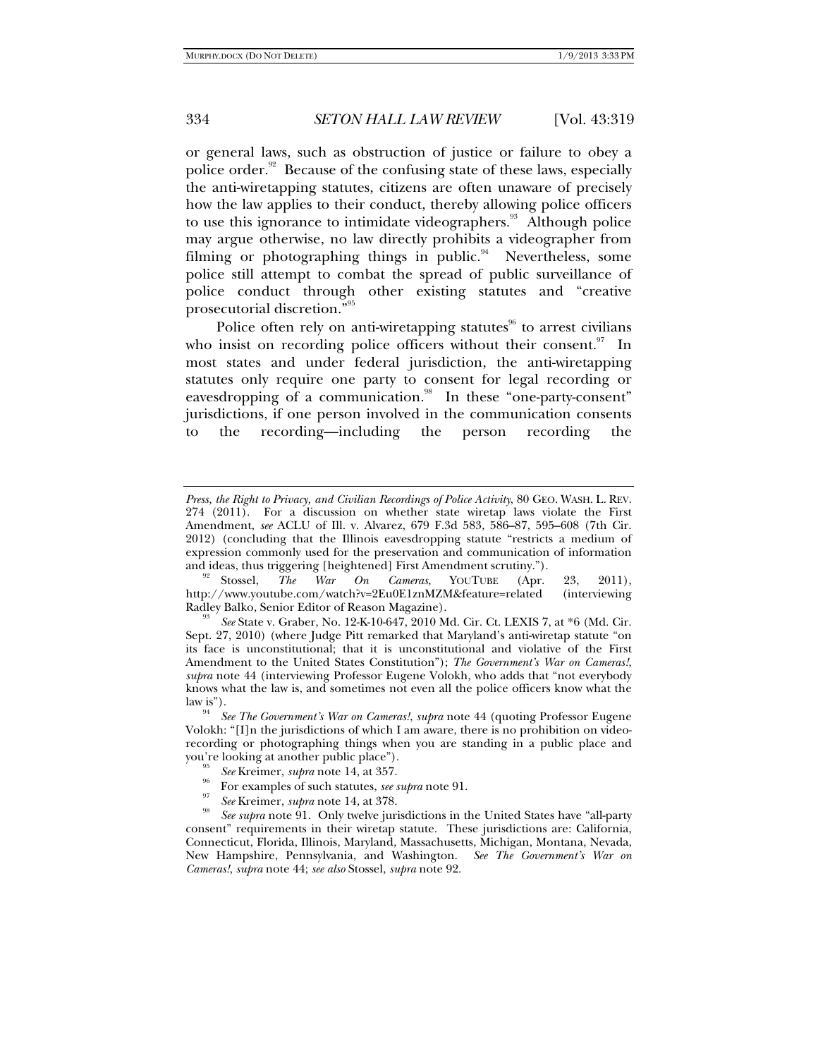or general laws, such as obstruction of justice or failure to obey a police order.[92] Because of the confusing state of these laws, especially the anti-wiretapping statutes, citizens are often unaware of precisely how the law applies to their conduct, thereby allowing police officers to use this ignorance to intimidate videographers.[93] Although police may argue otherwise, no law directly prohibits a videographer from filming or photographing things in public.[94] Nevertheless, some police still attempt to combat the spread of public surveillance of police conduct through other existing statutes and "creative prosecutorial discretion."[95]

Police often rely on anti-wiretapping statutes[96] to arrest civilians who insist on recording police officers without their consent.[97] In most states and under federal jurisdiction, the anti-wiretapping statutes only require one party to consent for legal recording or eavesdropping of a communication.[98] In these "one-party-consent" jurisdictions, if one person involved in the communication consents to the recording—including the person recording the

---

*Press, the Right to Privacy, and Civilian Recordings of Police Activity*, 80 GEO. WASH. L. REV. 274 (2011). For a discussion on whether state wiretap laws violate the First Amendment, *see* ACLU of Ill. v. Alvarez, 679 F.3d 583, 586–87, 595–608 (7th Cir. 2012) (concluding that the Illinois eavesdropping statute "restricts a medium of expression commonly used for the preservation and communication of information and ideas, thus triggering [heightened] First Amendment scrutiny.").

[92] Stossel, *The War On Cameras*, YOUTUBE (Apr. 23, 2011), http://www.youtube.com/watch?v=2Eu0E1znMZM&feature=related (interviewing Radley Balko, Senior Editor of Reason Magazine).

[93] *See* State v. Graber, No. 12-K-10-647, 2010 Md. Cir. Ct. LEXIS 7, at *6 (Md. Cir. Sept. 27, 2010) (where Judge Pitt remarked that Maryland's anti-wiretap statute "on its face is unconstitutional; that it is unconstitutional and violative of the First Amendment to the United States Constitution"); *The Government's War on Cameras!*, *supra* note 44 (interviewing Professor Eugene Volokh, who adds that "not everybody knows what the law is, and sometimes not even all the police officers know what the law is").

[94] *See The Government's War on Cameras!*, *supra* note 44 (quoting Professor Eugene Volokh: "[I]n the jurisdictions of which I am aware, there is no prohibition on video-recording or photographing things when you are standing in a public place and you're looking at another public place").

[95] *See* Kreimer, *supra* note 14, at 357.

[96] For examples of such statutes, *see supra* note 91.

[97] *See* Kreimer, *supra* note 14, at 378.

[98] *See supra* note 91. Only twelve jurisdictions in the United States have "all-party consent" requirements in their wiretap statute. These jurisdictions are: California, Connecticut, Florida, Illinois, Maryland, Massachusetts, Michigan, Montana, Nevada, New Hampshire, Pennsylvania, and Washington. *See The Government's War on Cameras!*, *supra* note 44; *see also* Stossel, *supra* note 92.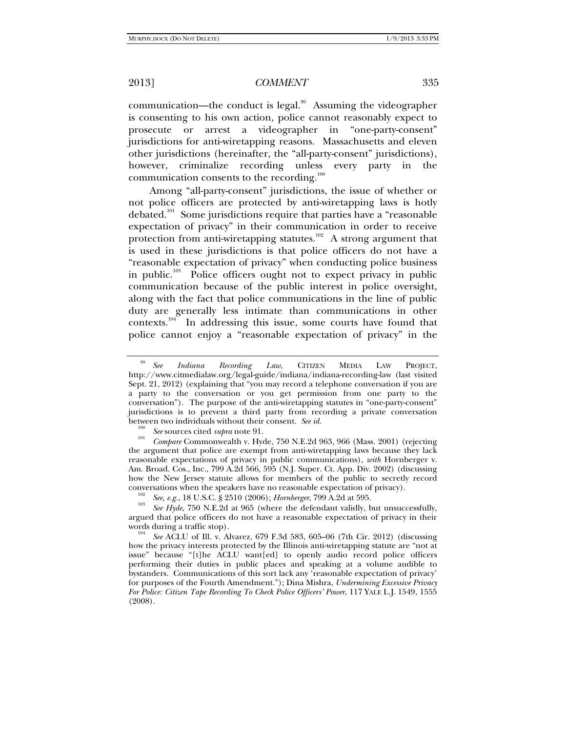communication—the conduct is legal.[99] Assuming the videographer is consenting to his own action, police cannot reasonably expect to prosecute or arrest a videographer in "one-party-consent" jurisdictions for anti-wiretapping reasons. Massachusetts and eleven other jurisdictions (hereinafter, the "all-party-consent" jurisdictions), however, criminalize recording unless every party in the communication consents to the recording.[100]

Among "all-party-consent" jurisdictions, the issue of whether or not police officers are protected by anti-wiretapping laws is hotly debated.[101] Some jurisdictions require that parties have a "reasonable expectation of privacy" in their communication in order to receive protection from anti-wiretapping statutes.[102] A strong argument that is used in these jurisdictions is that police officers do not have a "reasonable expectation of privacy" when conducting police business in public.[103] Police officers ought not to expect privacy in public communication because of the public interest in police oversight, along with the fact that police communications in the line of public duty are generally less intimate than communications in other contexts.[104] In addressing this issue, some courts have found that police cannot enjoy a "reasonable expectation of privacy" in the

---

[99] *See* *Indiana Recording Law*, CITIZEN MEDIA LAW PROJECT, http://www.citmedialaw.org/legal-guide/indiana/indiana-recording-law (last visited Sept. 21, 2012) (explaining that "you may record a telephone conversation if you are a party to the conversation or you get permission from one party to the conversation"). The purpose of the anti-wiretapping statutes in "one-party-consent" jurisdictions is to prevent a third party from recording a private conversation between two individuals without their consent. *See id.*

[100] *See* sources cited *supra* note 91.

[101] *Compare* Commonwealth v. Hyde, 750 N.E.2d 963, 966 (Mass. 2001) (rejecting the argument that police are exempt from anti-wiretapping laws because they lack reasonable expectations of privacy in public communications), *with* Hornberger v. Am. Broad. Cos., Inc., 799 A.2d 566, 595 (N.J. Super. Ct. App. Div. 2002) (discussing how the New Jersey statute allows for members of the public to secretly record conversations when the speakers have no reasonable expectation of privacy).

[102] *See, e.g.*, 18 U.S.C. § 2510 (2006); *Hornberger*, 799 A.2d at 595.

[103] *See Hyde*, 750 N.E.2d at 965 (where the defendant validly, but unsuccessfully, argued that police officers do not have a reasonable expectation of privacy in their words during a traffic stop).

[104] *See* ACLU of Ill. v. Alvarez, 679 F.3d 583, 605–06 (7th Cir. 2012) (discussing how the privacy interests protected by the Illinois anti-wiretapping statute are "not at issue" because "[t]he ACLU want[ed] to openly audio record police officers performing their duties in public places and speaking at a volume audible to bystanders. Communications of this sort lack any 'reasonable expectation of privacy' for purposes of the Fourth Amendment."); Dina Mishra, *Undermining Excessive Privacy For Police: Citizen Tape Recording To Check Police Officers' Power*, 117 YALE L.J. 1549, 1555 (2008).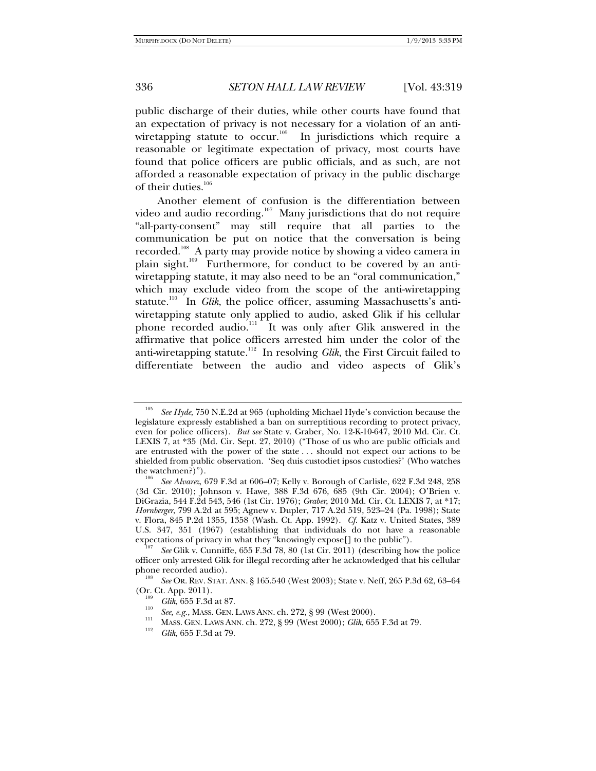public discharge of their duties, while other courts have found that an expectation of privacy is not necessary for a violation of an anti-wiretapping statute to occur.[105] In jurisdictions which require a reasonable or legitimate expectation of privacy, most courts have found that police officers are public officials, and as such, are not afforded a reasonable expectation of privacy in the public discharge of their duties.[106]

Another element of confusion is the differentiation between video and audio recording.[107] Many jurisdictions that do not require "all-party-consent" may still require that all parties to the communication be put on notice that the conversation is being recorded.[108] A party may provide notice by showing a video camera in plain sight.[109] Furthermore, for conduct to be covered by an anti-wiretapping statute, it may also need to be an "oral communication," which may exclude video from the scope of the anti-wiretapping statute.[110] In *Glik*, the police officer, assuming Massachusetts's anti-wiretapping statute only applied to audio, asked Glik if his cellular phone recorded audio.[111] It was only after Glik answered in the affirmative that police officers arrested him under the color of the anti-wiretapping statute.[112] In resolving *Glik*, the First Circuit failed to differentiate between the audio and video aspects of Glik's

---

[105] *See Hyde*, 750 N.E.2d at 965 (upholding Michael Hyde's conviction because the legislature expressly established a ban on surreptitious recording to protect privacy, even for police officers). *But see* State v. Graber, No. 12-K-10-647, 2010 Md. Cir. Ct. LEXIS 7, at *35 (Md. Cir. Sept. 27, 2010) ("Those of us who are public officials and are entrusted with the power of the state . . . should not expect our actions to be shielded from public observation. 'Seq duis custodiet ipsos custodies?' (Who watches the watchmen?)").

[106] *See Alvarez*, 679 F.3d at 606–07; Kelly v. Borough of Carlisle, 622 F.3d 248, 258 (3d Cir. 2010); Johnson v. Hawe, 388 F.3d 676, 685 (9th Cir. 2004); O'Brien v. DiGrazia, 544 F.2d 543, 546 (1st Cir. 1976); *Graber*, 2010 Md. Cir. Ct. LEXIS 7, at *17; *Hornberger*, 799 A.2d at 595; Agnew v. Dupler, 717 A.2d 519, 523–24 (Pa. 1998); State v. Flora, 845 P.2d 1355, 1358 (Wash. Ct. App. 1992). *Cf.* Katz v. United States, 389 U.S. 347, 351 (1967) (establishing that individuals do not have a reasonable expectations of privacy in what they "knowingly expose[] to the public").

[107] *See* Glik v. Cunniffe, 655 F.3d 78, 80 (1st Cir. 2011) (describing how the police officer only arrested Glik for illegal recording after he acknowledged that his cellular phone recorded audio).

[108] *See* OR. REV. STAT. ANN. § 165.540 (West 2003); State v. Neff, 265 P.3d 62, 63–64 (Or. Ct. App. 2011).

[109] *Glik*, 655 F.3d at 87.

[110] *See, e.g.*, MASS. GEN. LAWS ANN. ch. 272, § 99 (West 2000).

[111] MASS. GEN. LAWS ANN. ch. 272, § 99 (West 2000); *Glik*, 655 F.3d at 79.

[112] *Glik*, 655 F.3d at 79.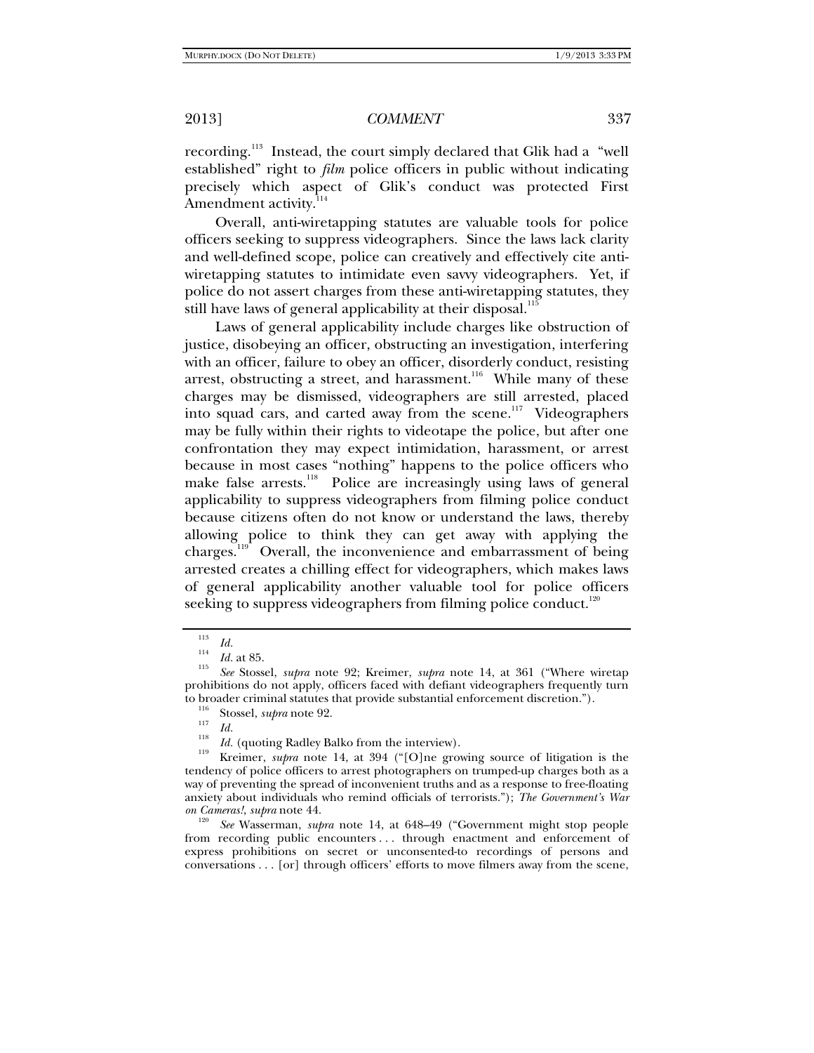recording.[113] Instead, the court simply declared that Glik had a "well established" right to *film* police officers in public without indicating precisely which aspect of Glik's conduct was protected First Amendment activity.[114]

Overall, anti-wiretapping statutes are valuable tools for police officers seeking to suppress videographers. Since the laws lack clarity and well-defined scope, police can creatively and effectively cite anti-wiretapping statutes to intimidate even savvy videographers. Yet, if police do not assert charges from these anti-wiretapping statutes, they still have laws of general applicability at their disposal.[115]

Laws of general applicability include charges like obstruction of justice, disobeying an officer, obstructing an investigation, interfering with an officer, failure to obey an officer, disorderly conduct, resisting arrest, obstructing a street, and harassment.[116] While many of these charges may be dismissed, videographers are still arrested, placed into squad cars, and carted away from the scene.[117] Videographers may be fully within their rights to videotape the police, but after one confrontation they may expect intimidation, harassment, or arrest because in most cases "nothing" happens to the police officers who make false arrests.[118] Police are increasingly using laws of general applicability to suppress videographers from filming police conduct because citizens often do not know or understand the laws, thereby allowing police to think they can get away with applying the charges.[119] Overall, the inconvenience and embarrassment of being arrested creates a chilling effect for videographers, which makes laws of general applicability another valuable tool for police officers seeking to suppress videographers from filming police conduct.[120]

---

[113] *Id.*

[114] *Id.* at 85.

[115] *See* Stossel, *supra* note 92; Kreimer, *supra* note 14, at 361 ("Where wiretap prohibitions do not apply, officers faced with defiant videographers frequently turn to broader criminal statutes that provide substantial enforcement discretion.").

[116] Stossel, *supra* note 92.

[117] *Id.*

[118] *Id.* (quoting Radley Balko from the interview).

[119] Kreimer, *supra* note 14, at 394 ("[O]ne growing source of litigation is the tendency of police officers to arrest photographers on trumped-up charges both as a way of preventing the spread of inconvenient truths and as a response to free-floating anxiety about individuals who remind officials of terrorists."); *The Government's War on Cameras!*, *supra* note 44.

[120] *See* Wasserman, *supra* note 14, at 648–49 ("Government might stop people from recording public encounters . . . through enactment and enforcement of express prohibitions on secret or unconsented-to recordings of persons and conversations . . . [or] through officers' efforts to move filmers away from the scene,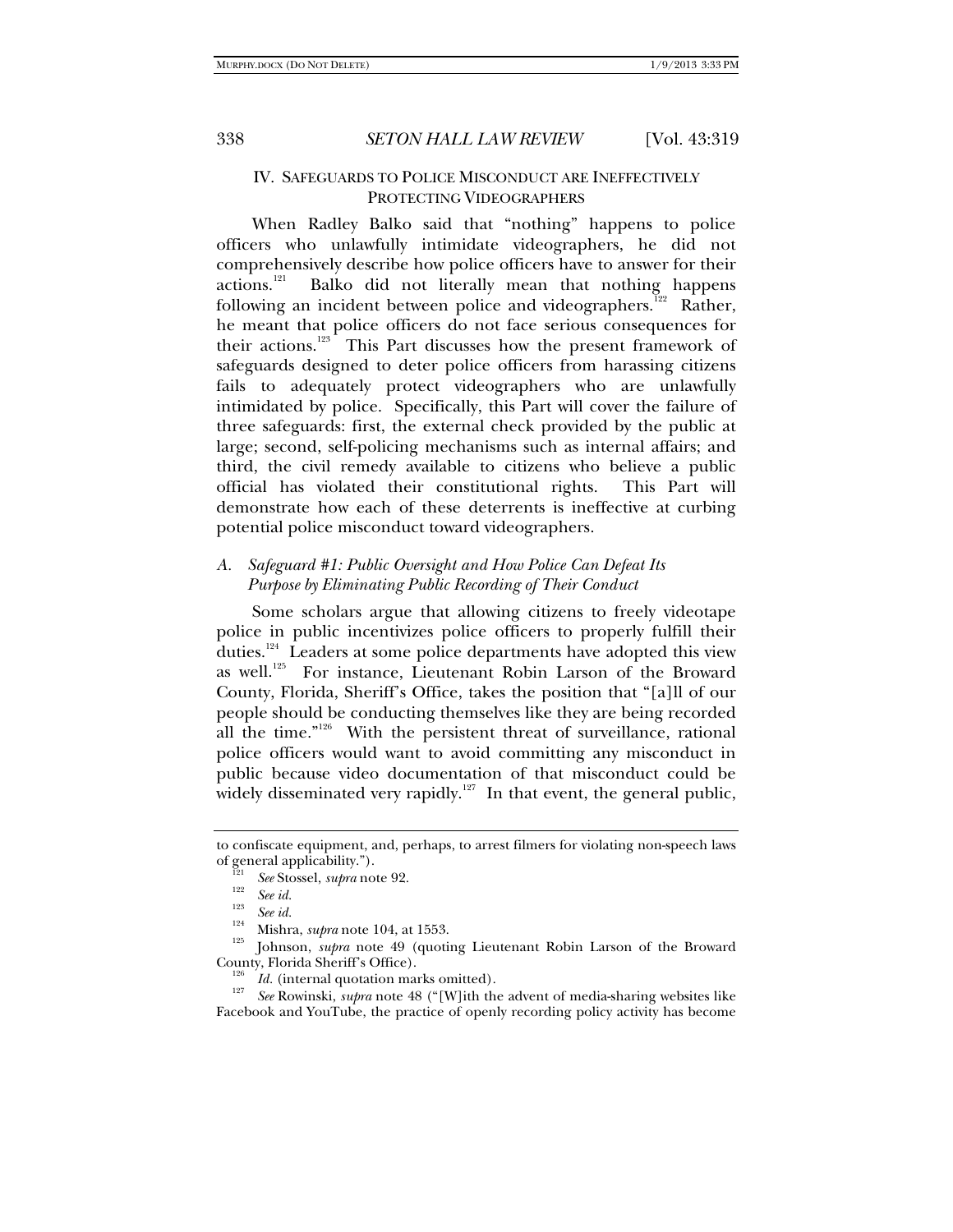## IV. Safeguards to Police Misconduct are Ineffectively Protecting Videographers

When Radley Balko said that "nothing" happens to police officers who unlawfully intimidate videographers, he did not comprehensively describe how police officers have to answer for their actions.[121] Balko did not literally mean that nothing happens following an incident between police and videographers.[122] Rather, he meant that police officers do not face serious consequences for their actions.[123] This Part discusses how the present framework of safeguards designed to deter police officers from harassing citizens fails to adequately protect videographers who are unlawfully intimidated by police. Specifically, this Part will cover the failure of three safeguards: first, the external check provided by the public at large; second, self-policing mechanisms such as internal affairs; and third, the civil remedy available to citizens who believe a public official has violated their constitutional rights. This Part will demonstrate how each of these deterrents is ineffective at curbing potential police misconduct toward videographers.

### A. *Safeguard #1: Public Oversight and How Police Can Defeat Its Purpose by Eliminating Public Recording of Their Conduct*

Some scholars argue that allowing citizens to freely videotape police in public incentivizes police officers to properly fulfill their duties.[124] Leaders at some police departments have adopted this view as well.[125] For instance, Lieutenant Robin Larson of the Broward County, Florida, Sheriff's Office, takes the position that "[a]ll of our people should be conducting themselves like they are being recorded all the time."[126] With the persistent threat of surveillance, rational police officers would want to avoid committing any misconduct in public because video documentation of that misconduct could be widely disseminated very rapidly.[127] In that event, the general public,

---

to confiscate equipment, and, perhaps, to arrest filmers for violating non-speech laws of general applicability.").

[121] *See* Stossel, *supra* note 92.

[122] *See id.*

[123] *See id.*

[124] Mishra, *supra* note 104, at 1553.

[125] Johnson, *supra* note 49 (quoting Lieutenant Robin Larson of the Broward County, Florida Sheriff's Office).

[126] *Id.* (internal quotation marks omitted).

[127] *See* Rowinski, *supra* note 48 ("[W]ith the advent of media-sharing websites like Facebook and YouTube, the practice of openly recording policy activity has become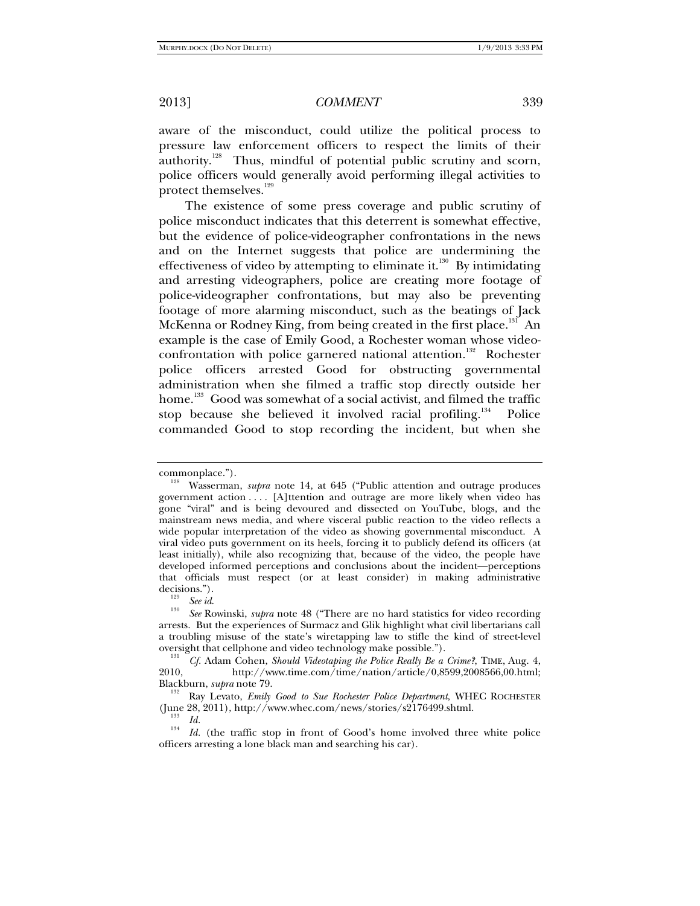aware of the misconduct, could utilize the political process to pressure law enforcement officers to respect the limits of their authority.[128] Thus, mindful of potential public scrutiny and scorn, police officers would generally avoid performing illegal activities to protect themselves.[129]

The existence of some press coverage and public scrutiny of police misconduct indicates that this deterrent is somewhat effective, but the evidence of police-videographer confrontations in the news and on the Internet suggests that police are undermining the effectiveness of video by attempting to eliminate it.[130] By intimidating and arresting videographers, police are creating more footage of police-videographer confrontations, but may also be preventing footage of more alarming misconduct, such as the beatings of Jack McKenna or Rodney King, from being created in the first place.[131] An example is the case of Emily Good, a Rochester woman whose video-confrontation with police garnered national attention.[132] Rochester police officers arrested Good for obstructing governmental administration when she filmed a traffic stop directly outside her home.[133] Good was somewhat of a social activist, and filmed the traffic stop because she believed it involved racial profiling.[134] Police commanded Good to stop recording the incident, but when she

---

commonplace.").

[128] Wasserman, *supra* note 14, at 645 ("Public attention and outrage produces government action . . . . [A]ttention and outrage are more likely when video has gone "viral" and is being devoured and dissected on YouTube, blogs, and the mainstream news media, and where visceral public reaction to the video reflects a wide popular interpretation of the video as showing governmental misconduct. A viral video puts government on its heels, forcing it to publicly defend its officers (at least initially), while also recognizing that, because of the video, the people have developed informed perceptions and conclusions about the incident—perceptions that officials must respect (or at least consider) in making administrative decisions.").

[129] *See id.*

[130] *See* Rowinski, *supra* note 48 ("There are no hard statistics for video recording arrests. But the experiences of Surmacz and Glik highlight what civil libertarians call a troubling misuse of the state's wiretapping law to stifle the kind of street-level oversight that cellphone and video technology make possible.").

[131] *Cf.* Adam Cohen, *Should Videotaping the Police Really Be a Crime?*, TIME, Aug. 4, 2010, http://www.time.com/time/nation/article/0,8599,2008566,00.html; Blackburn, *supra* note 79.

[132] Ray Levato, *Emily Good to Sue Rochester Police Department*, WHEC ROCHESTER (June 28, 2011), http://www.whec.com/news/stories/s2176499.shtml.

[133] *Id.*

[134] *Id.* (the traffic stop in front of Good's home involved three white police officers arresting a lone black man and searching his car).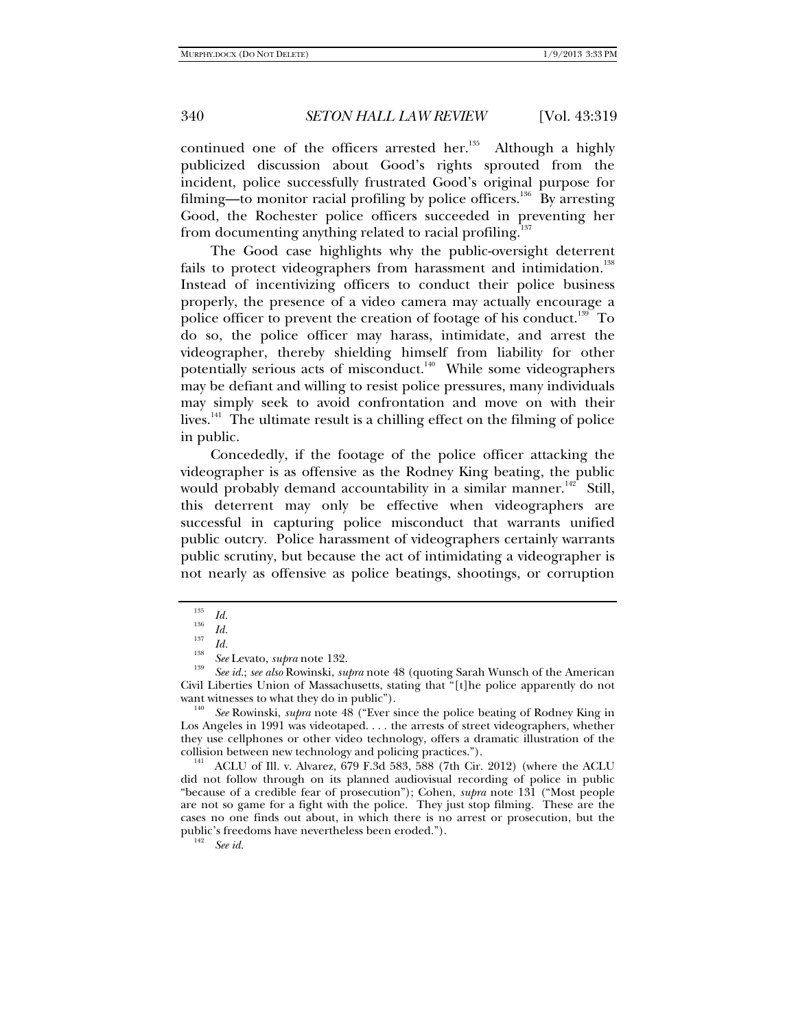continued one of the officers arrested her.[135] Although a highly publicized discussion about Good's rights sprouted from the incident, police successfully frustrated Good's original purpose for filming—to monitor racial profiling by police officers.[136] By arresting Good, the Rochester police officers succeeded in preventing her from documenting anything related to racial profiling.[137]

The Good case highlights why the public-oversight deterrent fails to protect videographers from harassment and intimidation.[138] Instead of incentivizing officers to conduct their police business properly, the presence of a video camera may actually encourage a police officer to prevent the creation of footage of his conduct.[139] To do so, the police officer may harass, intimidate, and arrest the videographer, thereby shielding himself from liability for other potentially serious acts of misconduct.[140] While some videographers may be defiant and willing to resist police pressures, many individuals may simply seek to avoid confrontation and move on with their lives.[141] The ultimate result is a chilling effect on the filming of police in public.

Concededly, if the footage of the police officer attacking the videographer is as offensive as the Rodney King beating, the public would probably demand accountability in a similar manner.[142] Still, this deterrent may only be effective when videographers are successful in capturing police misconduct that warrants unified public outcry. Police harassment of videographers certainly warrants public scrutiny, but because the act of intimidating a videographer is not nearly as offensive as police beatings, shootings, or corruption

---

[135] *Id.*

[136] *Id.*

[137] *Id.*

[138] *See* Levato, *supra* note 132.

[139] *See id.*; *see also* Rowinski, *supra* note 48 (quoting Sarah Wunsch of the American Civil Liberties Union of Massachusetts, stating that "[t]he police apparently do not want witnesses to what they do in public").

[140] *See* Rowinski, *supra* note 48 ("Ever since the police beating of Rodney King in Los Angeles in 1991 was videotaped. . . . the arrests of street videographers, whether they use cellphones or other video technology, offers a dramatic illustration of the collision between new technology and policing practices.").

[141] ACLU of Ill. v. Alvarez, 679 F.3d 583, 588 (7th Cir. 2012) (where the ACLU did not follow through on its planned audiovisual recording of police in public "because of a credible fear of prosecution"); Cohen, *supra* note 131 ("Most people are not so game for a fight with the police. They just stop filming. These are the cases no one finds out about, in which there is no arrest or prosecution, but the public's freedoms have nevertheless been eroded.").

[142] *See id.*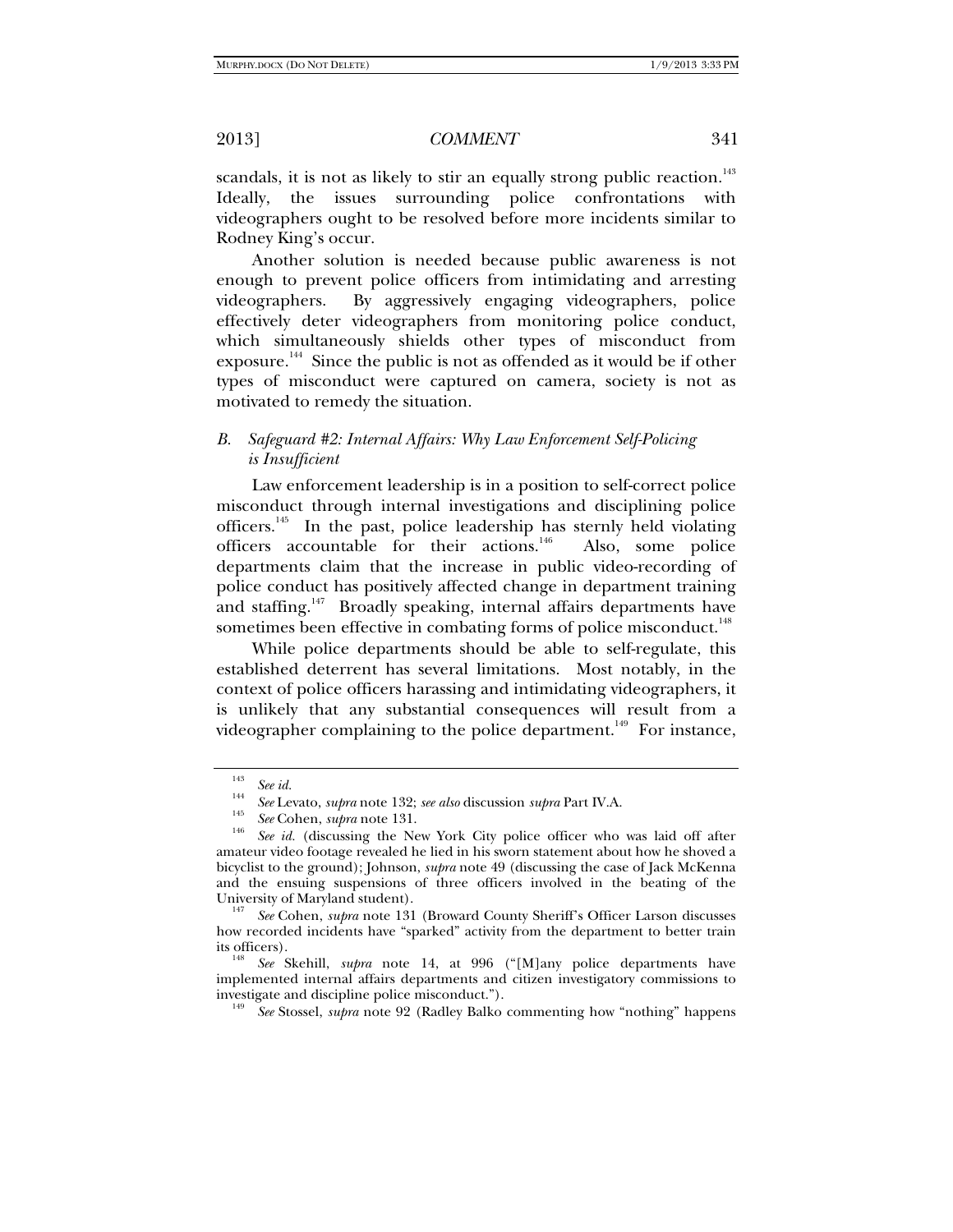scandals, it is not as likely to stir an equally strong public reaction.[143] Ideally, the issues surrounding police confrontations with videographers ought to be resolved before more incidents similar to Rodney King's occur.

Another solution is needed because public awareness is not enough to prevent police officers from intimidating and arresting videographers. By aggressively engaging videographers, police effectively deter videographers from monitoring police conduct, which simultaneously shields other types of misconduct from exposure.[144] Since the public is not as offended as it would be if other types of misconduct were captured on camera, society is not as motivated to remedy the situation.

### *B. Safeguard #2: Internal Affairs: Why Law Enforcement Self-Policing is Insufficient*

Law enforcement leadership is in a position to self-correct police misconduct through internal investigations and disciplining police officers.[145] In the past, police leadership has sternly held violating officers accountable for their actions.[146] Also, some police departments claim that the increase in public video-recording of police conduct has positively affected change in department training and staffing.[147] Broadly speaking, internal affairs departments have sometimes been effective in combating forms of police misconduct.[148]

While police departments should be able to self-regulate, this established deterrent has several limitations. Most notably, in the context of police officers harassing and intimidating videographers, it is unlikely that any substantial consequences will result from a videographer complaining to the police department.[149] For instance,

---

[143] *See id.*

[144] *See* Levato, *supra* note 132; *see also* discussion *supra* Part IV.A.

[145] *See* Cohen, *supra* note 131.

[146] *See id.* (discussing the New York City police officer who was laid off after amateur video footage revealed he lied in his sworn statement about how he shoved a bicyclist to the ground); Johnson, *supra* note 49 (discussing the case of Jack McKenna and the ensuing suspensions of three officers involved in the beating of the University of Maryland student).

[147] *See* Cohen, *supra* note 131 (Broward County Sheriff's Officer Larson discusses how recorded incidents have "sparked" activity from the department to better train its officers).

[148] *See* Skehill, *supra* note 14, at 996 ("[M]any police departments have implemented internal affairs departments and citizen investigatory commissions to investigate and discipline police misconduct.").

[149] *See* Stossel, *supra* note 92 (Radley Balko commenting how "nothing" happens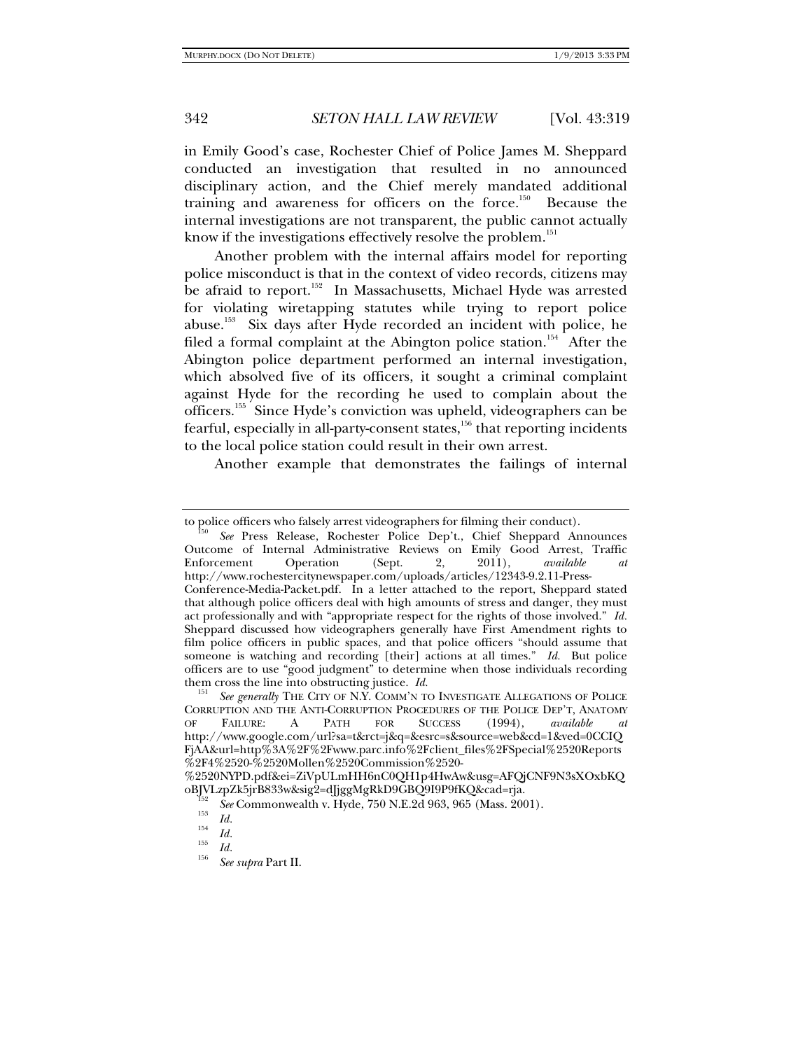in Emily Good's case, Rochester Chief of Police James M. Sheppard conducted an investigation that resulted in no announced disciplinary action, and the Chief merely mandated additional training and awareness for officers on the force.[150] Because the internal investigations are not transparent, the public cannot actually know if the investigations effectively resolve the problem.[151]

Another problem with the internal affairs model for reporting police misconduct is that in the context of video records, citizens may be afraid to report.[152] In Massachusetts, Michael Hyde was arrested for violating wiretapping statutes while trying to report police abuse.[153] Six days after Hyde recorded an incident with police, he filed a formal complaint at the Abington police station.[154] After the Abington police department performed an internal investigation, which absolved five of its officers, it sought a criminal complaint against Hyde for the recording he used to complain about the officers.[155] Since Hyde's conviction was upheld, videographers can be fearful, especially in all-party-consent states,[156] that reporting incidents to the local police station could result in their own arrest.

Another example that demonstrates the failings of internal

---

to police officers who falsely arrest videographers for filming their conduct).

[150] *See* Press Release, Rochester Police Dep't., Chief Sheppard Announces Outcome of Internal Administrative Reviews on Emily Good Arrest, Traffic Enforcement Operation (Sept. 2, 2011), *available at* http://www.rochestercitynewspaper.com/uploads/articles/12343-9.2.11-Press-Conference-Media-Packet.pdf. In a letter attached to the report, Sheppard stated that although police officers deal with high amounts of stress and danger, they must act professionally and with "appropriate respect for the rights of those involved." *Id.* Sheppard discussed how videographers generally have First Amendment rights to film police officers in public spaces, and that police officers "should assume that someone is watching and recording [their] actions at all times." *Id.* But police officers are to use "good judgment" to determine when those individuals recording them cross the line into obstructing justice. *Id.*

[151] *See generally* THE CITY OF N.Y. COMM'N TO INVESTIGATE ALLEGATIONS OF POLICE CORRUPTION AND THE ANTI-CORRUPTION PROCEDURES OF THE POLICE DEP'T, ANATOMY OF FAILURE: A PATH FOR SUCCESS (1994), *available at* http://www.google.com/url?sa=t&rct=j&q=&esrc=s&source=web&cd=1&ved=0CCIQFjAA&url=http%3A%2F%2Fwww.parc.info%2Fclient_files%2FSpecial%2520Reports%2F4%2520-%2520Mollen%2520Commission%2520-%2520NYPD.pdf&ei=ZiVpULmHH6nC0QH1p4HwAw&usg=AFQjCNF9N3sXOxbKQoBJVLzpZk5jrB833w&sig2=dJjggMgRkD9GBQ9I9P9fKQ&cad=rja.

[152] *See* Commonwealth v. Hyde, 750 N.E.2d 963, 965 (Mass. 2001).

[153] *Id.*

[154] *Id.*

[155] *Id.*

[156] *See supra* Part II.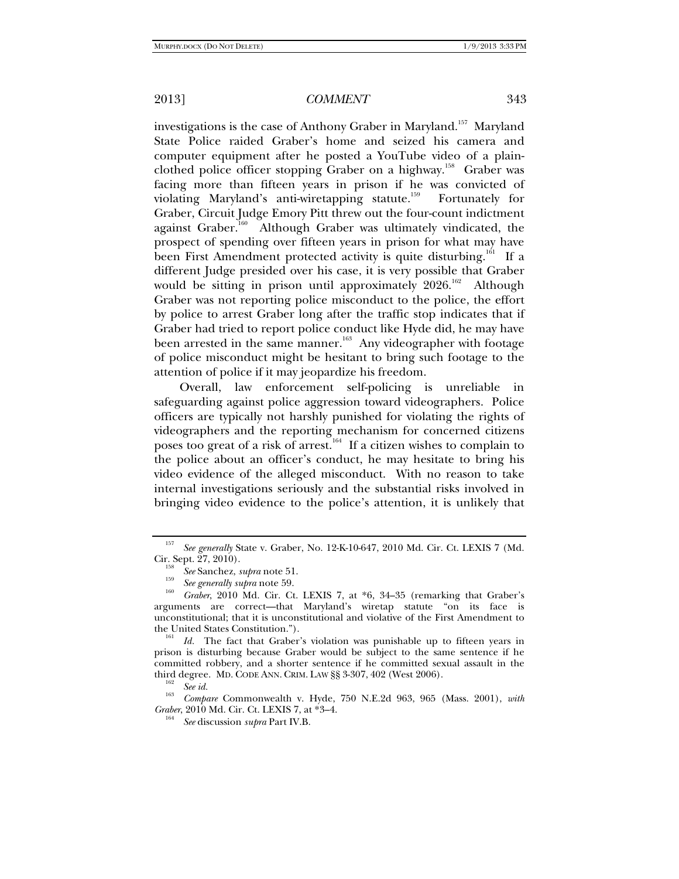investigations is the case of Anthony Graber in Maryland.[157] Maryland State Police raided Graber's home and seized his camera and computer equipment after he posted a YouTube video of a plain-clothed police officer stopping Graber on a highway.[158] Graber was facing more than fifteen years in prison if he was convicted of violating Maryland's anti-wiretapping statute.[159] Fortunately for Graber, Circuit Judge Emory Pitt threw out the four-count indictment against Graber.[160] Although Graber was ultimately vindicated, the prospect of spending over fifteen years in prison for what may have been First Amendment protected activity is quite disturbing.[161] If a different Judge presided over his case, it is very possible that Graber would be sitting in prison until approximately 2026.[162] Although Graber was not reporting police misconduct to the police, the effort by police to arrest Graber long after the traffic stop indicates that if Graber had tried to report police conduct like Hyde did, he may have been arrested in the same manner.[163] Any videographer with footage of police misconduct might be hesitant to bring such footage to the attention of police if it may jeopardize his freedom.

Overall, law enforcement self-policing is unreliable in safeguarding against police aggression toward videographers. Police officers are typically not harshly punished for violating the rights of videographers and the reporting mechanism for concerned citizens poses too great of a risk of arrest.[164] If a citizen wishes to complain to the police about an officer's conduct, he may hesitate to bring his video evidence of the alleged misconduct. With no reason to take internal investigations seriously and the substantial risks involved in bringing video evidence to the police's attention, it is unlikely that

---

[157] *See generally* State v. Graber, No. 12-K-10-647, 2010 Md. Cir. Ct. LEXIS 7 (Md. Cir. Sept. 27, 2010).

[158] *See* Sanchez, *supra* note 51.

[159] *See generally supra* note 59.

[160] *Graber*, 2010 Md. Cir. Ct. LEXIS 7, at *6, 34–35 (remarking that Graber's arguments are correct—that Maryland's wiretap statute "on its face is unconstitutional; that it is unconstitutional and violative of the First Amendment to the United States Constitution.").

[161] *Id.* The fact that Graber's violation was punishable up to fifteen years in prison is disturbing because Graber would be subject to the same sentence if he committed robbery, and a shorter sentence if he committed sexual assault in the third degree. MD. CODE ANN. CRIM. LAW §§ 3-307, 402 (West 2006).

[162] *See id.*

[163] *Compare* Commonwealth v. Hyde, 750 N.E.2d 963, 965 (Mass. 2001), *with Graber*, 2010 Md. Cir. Ct. LEXIS 7, at *3–4.

[164] *See* discussion *supra* Part IV.B.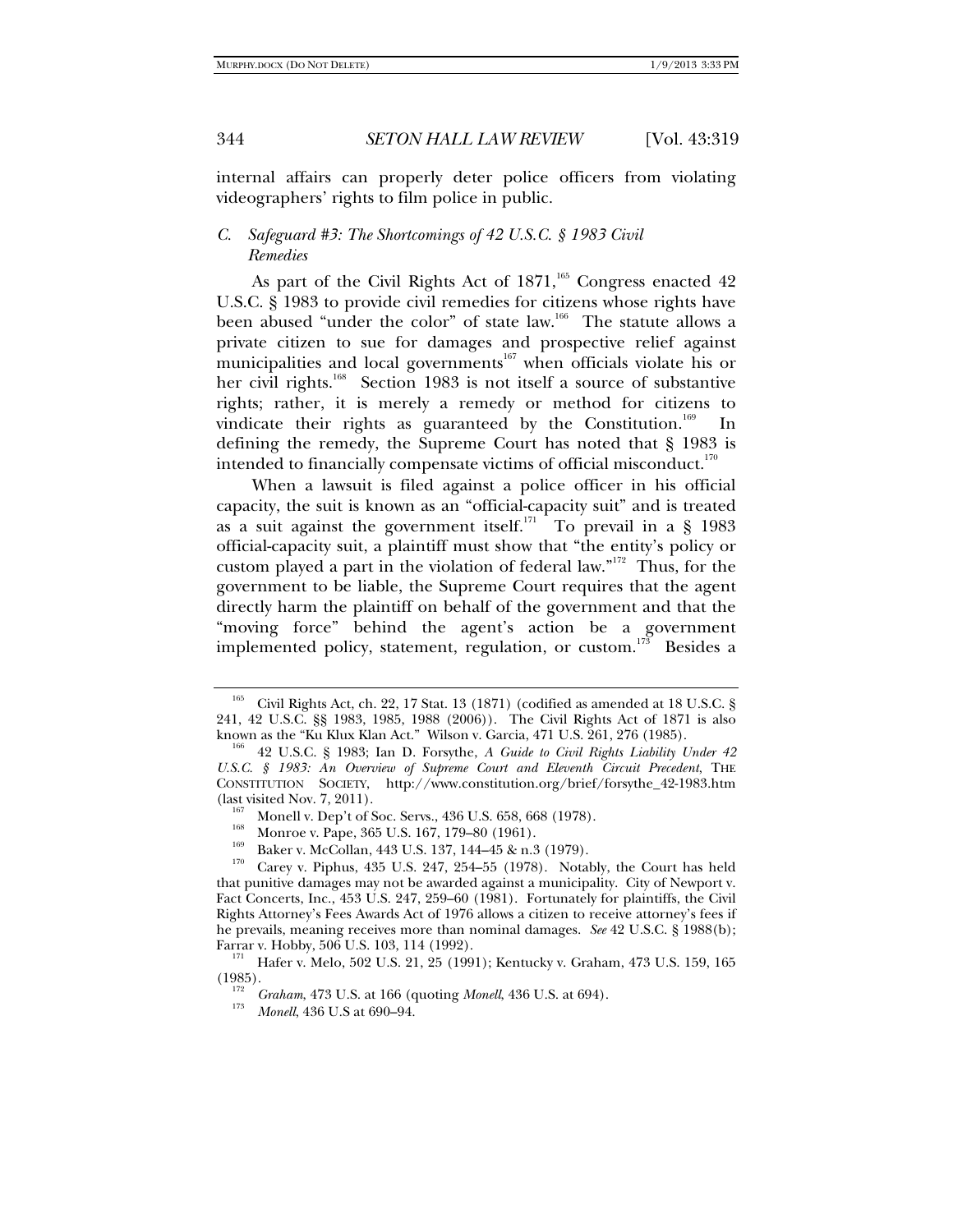internal affairs can properly deter police officers from violating videographers' rights to film police in public.

### *C. Safeguard #3: The Shortcomings of 42 U.S.C. § 1983 Civil Remedies*

As part of the Civil Rights Act of 1871,[165] Congress enacted 42 U.S.C. § 1983 to provide civil remedies for citizens whose rights have been abused "under the color" of state law.[166] The statute allows a private citizen to sue for damages and prospective relief against municipalities and local governments[167] when officials violate his or her civil rights.[168] Section 1983 is not itself a source of substantive rights; rather, it is merely a remedy or method for citizens to vindicate their rights as guaranteed by the Constitution.[169] In defining the remedy, the Supreme Court has noted that § 1983 is intended to financially compensate victims of official misconduct.[170]

When a lawsuit is filed against a police officer in his official capacity, the suit is known as an "official-capacity suit" and is treated as a suit against the government itself.[171] To prevail in a § 1983 official-capacity suit, a plaintiff must show that "the entity's policy or custom played a part in the violation of federal law."[172] Thus, for the government to be liable, the Supreme Court requires that the agent directly harm the plaintiff on behalf of the government and that the "moving force" behind the agent's action be a government implemented policy, statement, regulation, or custom.[173] Besides a

---

[165] Civil Rights Act, ch. 22, 17 Stat. 13 (1871) (codified as amended at 18 U.S.C. § 241, 42 U.S.C. §§ 1983, 1985, 1988 (2006)). The Civil Rights Act of 1871 is also known as the "Ku Klux Klan Act." Wilson v. Garcia, 471 U.S. 261, 276 (1985).

[166] 42 U.S.C. § 1983; Ian D. Forsythe, *A Guide to Civil Rights Liability Under 42 U.S.C. § 1983: An Overview of Supreme Court and Eleventh Circuit Precedent*, THE CONSTITUTION SOCIETY, http://www.constitution.org/brief/forsythe_42-1983.htm (last visited Nov. 7, 2011).

[167] Monell v. Dep't of Soc. Servs., 436 U.S. 658, 668 (1978).

[168] Monroe v. Pape, 365 U.S. 167, 179–80 (1961).

[169] Baker v. McCollan, 443 U.S. 137, 144–45 & n.3 (1979).

[170] Carey v. Piphus, 435 U.S. 247, 254–55 (1978). Notably, the Court has held that punitive damages may not be awarded against a municipality. City of Newport v. Fact Concerts, Inc., 453 U.S. 247, 259–60 (1981). Fortunately for plaintiffs, the Civil Rights Attorney's Fees Awards Act of 1976 allows a citizen to receive attorney's fees if he prevails, meaning receives more than nominal damages. *See* 42 U.S.C. § 1988(b); Farrar v. Hobby, 506 U.S. 103, 114 (1992).

[171] Hafer v. Melo, 502 U.S. 21, 25 (1991); Kentucky v. Graham, 473 U.S. 159, 165 (1985).

[172] *Graham*, 473 U.S. at 166 (quoting *Monell*, 436 U.S. at 694).

[173] *Monell*, 436 U.S at 690–94.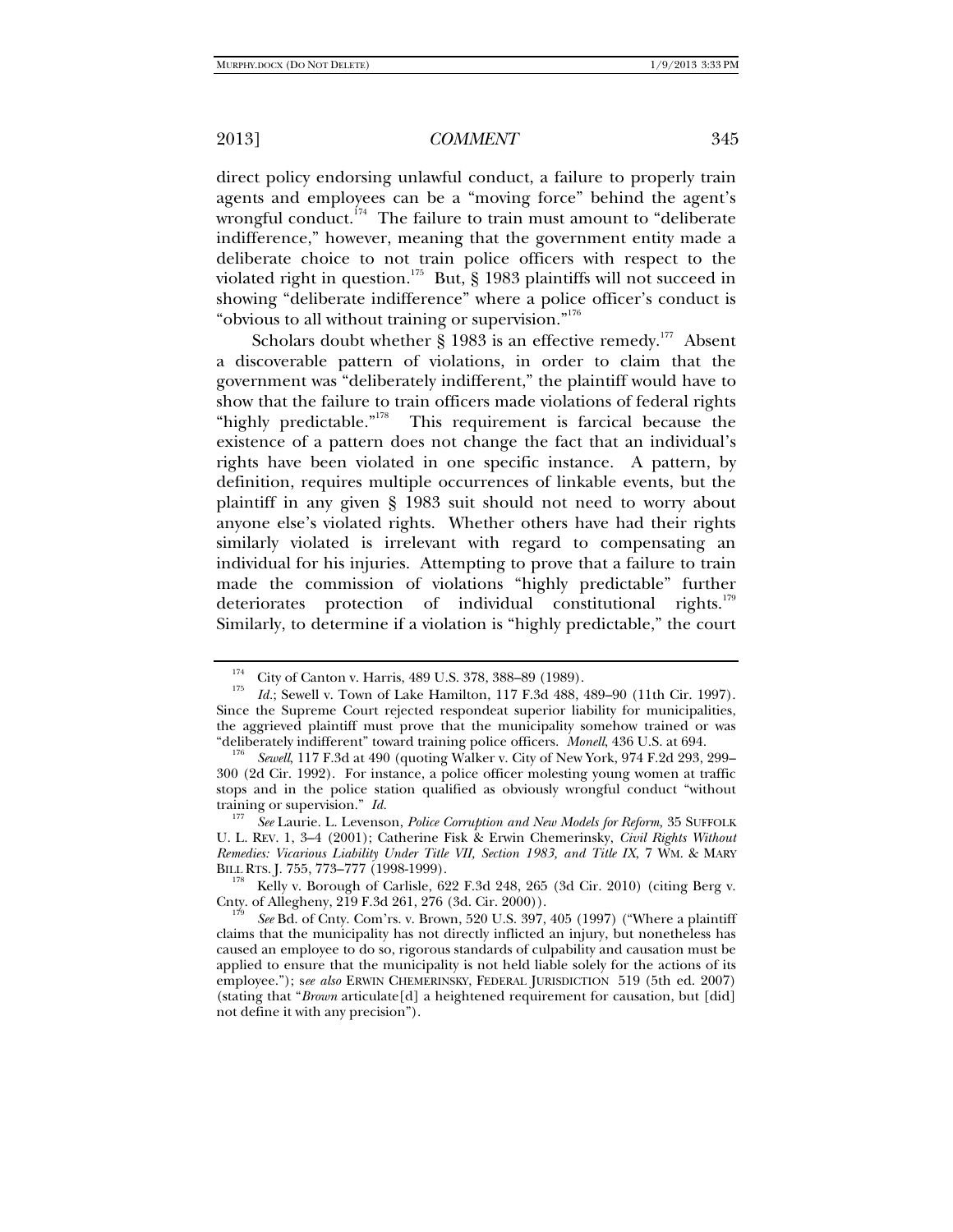direct policy endorsing unlawful conduct, a failure to properly train agents and employees can be a "moving force" behind the agent's wrongful conduct.[174] The failure to train must amount to "deliberate indifference," however, meaning that the government entity made a deliberate choice to not train police officers with respect to the violated right in question.[175] But, § 1983 plaintiffs will not succeed in showing "deliberate indifference" where a police officer's conduct is "obvious to all without training or supervision."[176]

Scholars doubt whether § 1983 is an effective remedy.[177] Absent a discoverable pattern of violations, in order to claim that the government was "deliberately indifferent," the plaintiff would have to show that the failure to train officers made violations of federal rights "highly predictable."[178] This requirement is farcical because the existence of a pattern does not change the fact that an individual's rights have been violated in one specific instance. A pattern, by definition, requires multiple occurrences of linkable events, but the plaintiff in any given § 1983 suit should not need to worry about anyone else's violated rights. Whether others have had their rights similarly violated is irrelevant with regard to compensating an individual for his injuries. Attempting to prove that a failure to train made the commission of violations "highly predictable" further deteriorates protection of individual constitutional rights.[179] Similarly, to determine if a violation is "highly predictable," the court

---

[174] City of Canton v. Harris, 489 U.S. 378, 388–89 (1989).

[175] *Id.*; Sewell v. Town of Lake Hamilton, 117 F.3d 488, 489–90 (11th Cir. 1997). Since the Supreme Court rejected respondeat superior liability for municipalities, the aggrieved plaintiff must prove that the municipality somehow trained or was "deliberately indifferent" toward training police officers. *Monell*, 436 U.S. at 694.

[176] *Sewell*, 117 F.3d at 490 (quoting Walker v. City of New York, 974 F.2d 293, 299–300 (2d Cir. 1992). For instance, a police officer molesting young women at traffic stops and in the police station qualified as obviously wrongful conduct "without training or supervision." *Id.*

[177] *See* Laurie. L. Levenson, *Police Corruption and New Models for Reform,* 35 SUFFOLK U. L. REV. 1, 3–4 (2001); Catherine Fisk & Erwin Chemerinsky, *Civil Rights Without Remedies: Vicarious Liability Under Title VII, Section 1983, and Title IX*, 7 WM. & MARY BILL RTS. J. 755, 773–777 (1998-1999).

[178] Kelly v. Borough of Carlisle, 622 F.3d 248, 265 (3d Cir. 2010) (citing Berg v. Cnty. of Allegheny, 219 F.3d 261, 276 (3d. Cir. 2000)).

[179] *See* Bd. of Cnty. Com'rs. v. Brown, 520 U.S. 397, 405 (1997) ("Where a plaintiff claims that the municipality has not directly inflicted an injury, but nonetheless has caused an employee to do so, rigorous standards of culpability and causation must be applied to ensure that the municipality is not held liable solely for the actions of its employee."); s*ee also* ERWIN CHEMERINSKY, FEDERAL JURISDICTION 519 (5th ed. 2007) (stating that "*Brown* articulate[d] a heightened requirement for causation, but [did] not define it with any precision").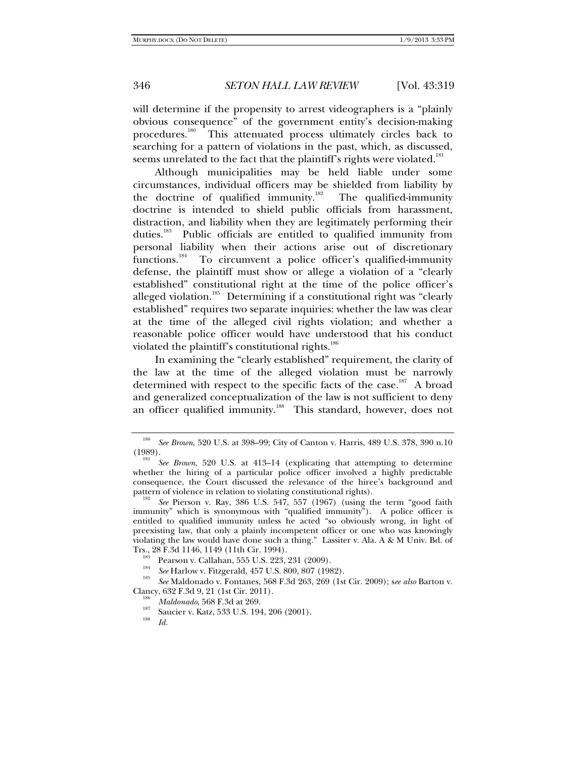will determine if the propensity to arrest videographers is a "plainly obvious consequence" of the government entity's decision-making procedures.[180] This attenuated process ultimately circles back to searching for a pattern of violations in the past, which, as discussed, seems unrelated to the fact that the plaintiff's rights were violated.[181]

Although municipalities may be held liable under some circumstances, individual officers may be shielded from liability by the doctrine of qualified immunity.[182] The qualified-immunity doctrine is intended to shield public officials from harassment, distraction, and liability when they are legitimately performing their duties.[183] Public officials are entitled to qualified immunity from personal liability when their actions arise out of discretionary functions.[184] To circumvent a police officer's qualified-immunity defense, the plaintiff must show or allege a violation of a "clearly established" constitutional right at the time of the police officer's alleged violation.[185] Determining if a constitutional right was "clearly established" requires two separate inquiries: whether the law was clear at the time of the alleged civil rights violation; and whether a reasonable police officer would have understood that his conduct violated the plaintiff's constitutional rights.[186]

In examining the "clearly established" requirement, the clarity of the law at the time of the alleged violation must be narrowly determined with respect to the specific facts of the case.[187] A broad and generalized conceptualization of the law is not sufficient to deny an officer qualified immunity.[188] This standard, however, does not

---

[180] *See Brown*, 520 U.S. at 398–99; City of Canton v. Harris, 489 U.S. 378, 390 n.10 (1989).

[181] *See Brown*, 520 U.S. at 413–14 (explicating that attempting to determine whether the hiring of a particular police officer involved a highly predictable consequence, the Court discussed the relevance of the hiree's background and pattern of violence in relation to violating constitutional rights).

[182] *See* Pierson v. Ray, 386 U.S. 547, 557 (1967) (using the term "good faith immunity" which is synonymous with "qualified immunity"). A police officer is entitled to qualified immunity unless he acted "so obviously wrong, in light of preexisting law, that only a plainly incompetent officer or one who was knowingly violating the law would have done such a thing." Lassiter v. Ala. A & M Univ. Bd. of Trs., 28 F.3d 1146, 1149 (11th Cir. 1994).

[183] Pearson v. Callahan, 555 U.S. 223, 231 (2009).

[184] *See* Harlow v. Fitzgerald, 457 U.S. 800, 807 (1982).

[185] *See* Maldonado v. Fontanes, 568 F.3d 263, 269 (1st Cir. 2009); *see also* Barton v. Clancy, 632 F.3d 9, 21 (1st Cir. 2011).

[186] *Maldonado*, 568 F.3d at 269.

[187] Saucier v. Katz, 533 U.S. 194, 206 (2001).

[188] *Id.*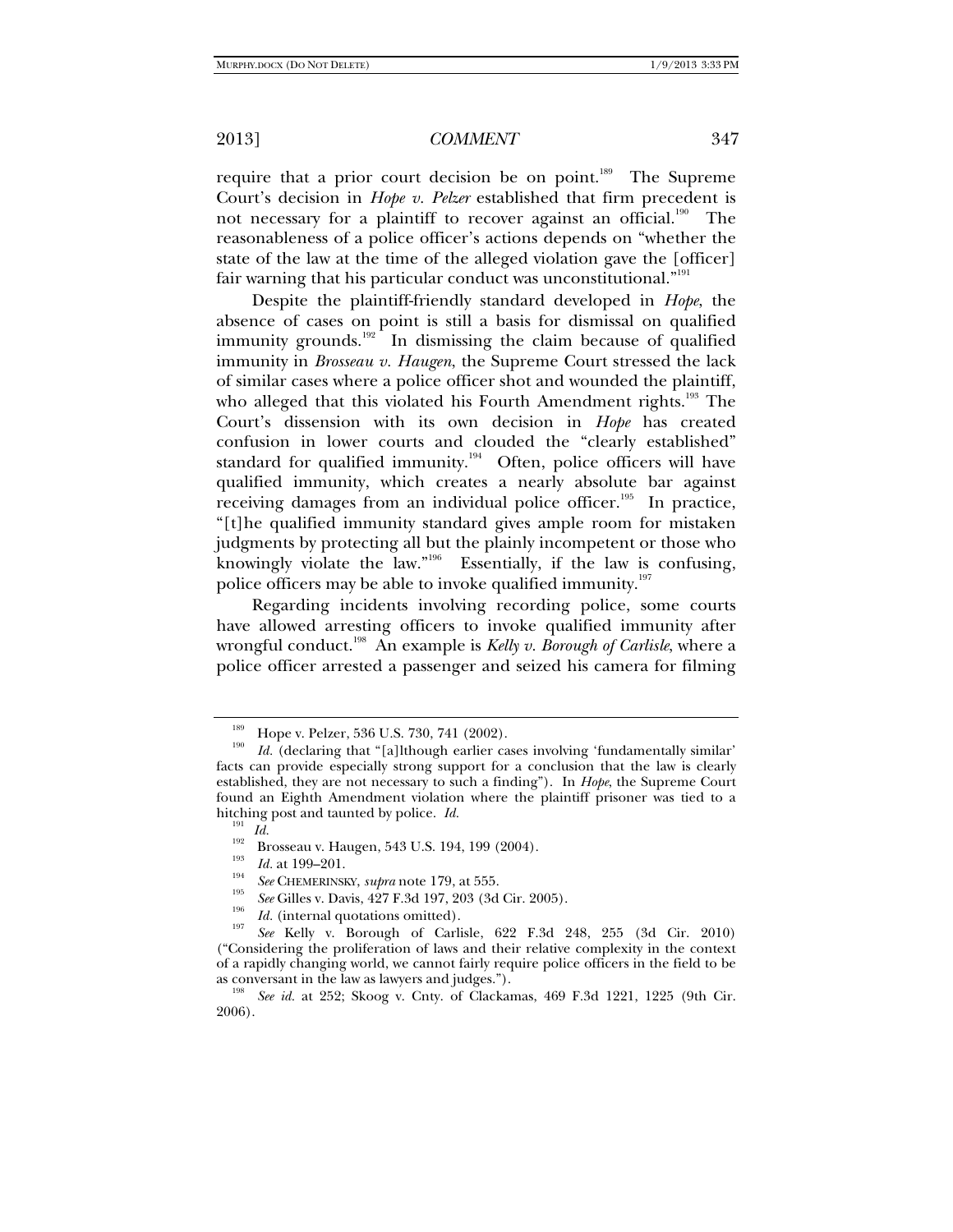require that a prior court decision be on point.[189] The Supreme Court's decision in *Hope v. Pelzer* established that firm precedent is not necessary for a plaintiff to recover against an official.[190] The reasonableness of a police officer's actions depends on "whether the state of the law at the time of the alleged violation gave the [officer] fair warning that his particular conduct was unconstitutional."[191]

Despite the plaintiff-friendly standard developed in *Hope*, the absence of cases on point is still a basis for dismissal on qualified immunity grounds.[192] In dismissing the claim because of qualified immunity in *Brosseau v. Haugen*, the Supreme Court stressed the lack of similar cases where a police officer shot and wounded the plaintiff, who alleged that this violated his Fourth Amendment rights.[193] The Court's dissension with its own decision in *Hope* has created confusion in lower courts and clouded the "clearly established" standard for qualified immunity.[194] Often, police officers will have qualified immunity, which creates a nearly absolute bar against receiving damages from an individual police officer.[195] In practice, "[t]he qualified immunity standard gives ample room for mistaken judgments by protecting all but the plainly incompetent or those who knowingly violate the law."[196] Essentially, if the law is confusing, police officers may be able to invoke qualified immunity.[197]

Regarding incidents involving recording police, some courts have allowed arresting officers to invoke qualified immunity after wrongful conduct.[198] An example is *Kelly v. Borough of Carlisle*, where a police officer arrested a passenger and seized his camera for filming

---

[189] Hope v. Pelzer, 536 U.S. 730, 741 (2002).

[190] *Id.* (declaring that "[a]lthough earlier cases involving 'fundamentally similar' facts can provide especially strong support for a conclusion that the law is clearly established, they are not necessary to such a finding"). In *Hope*, the Supreme Court found an Eighth Amendment violation where the plaintiff prisoner was tied to a hitching post and taunted by police. *Id.*

[191] *Id.*

[192] Brosseau v. Haugen, 543 U.S. 194, 199 (2004).

[193] *Id.* at 199–201.

[194] *See* CHEMERINSKY, *supra* note 179, at 555.

[195] *See* Gilles v. Davis, 427 F.3d 197, 203 (3d Cir. 2005).

[196] *Id.* (internal quotations omitted).

[197] *See* Kelly v. Borough of Carlisle, 622 F.3d 248, 255 (3d Cir. 2010) ("Considering the proliferation of laws and their relative complexity in the context of a rapidly changing world, we cannot fairly require police officers in the field to be as conversant in the law as lawyers and judges.").

[198] *See id.* at 252; Skoog v. Cnty. of Clackamas, 469 F.3d 1221, 1225 (9th Cir. 2006).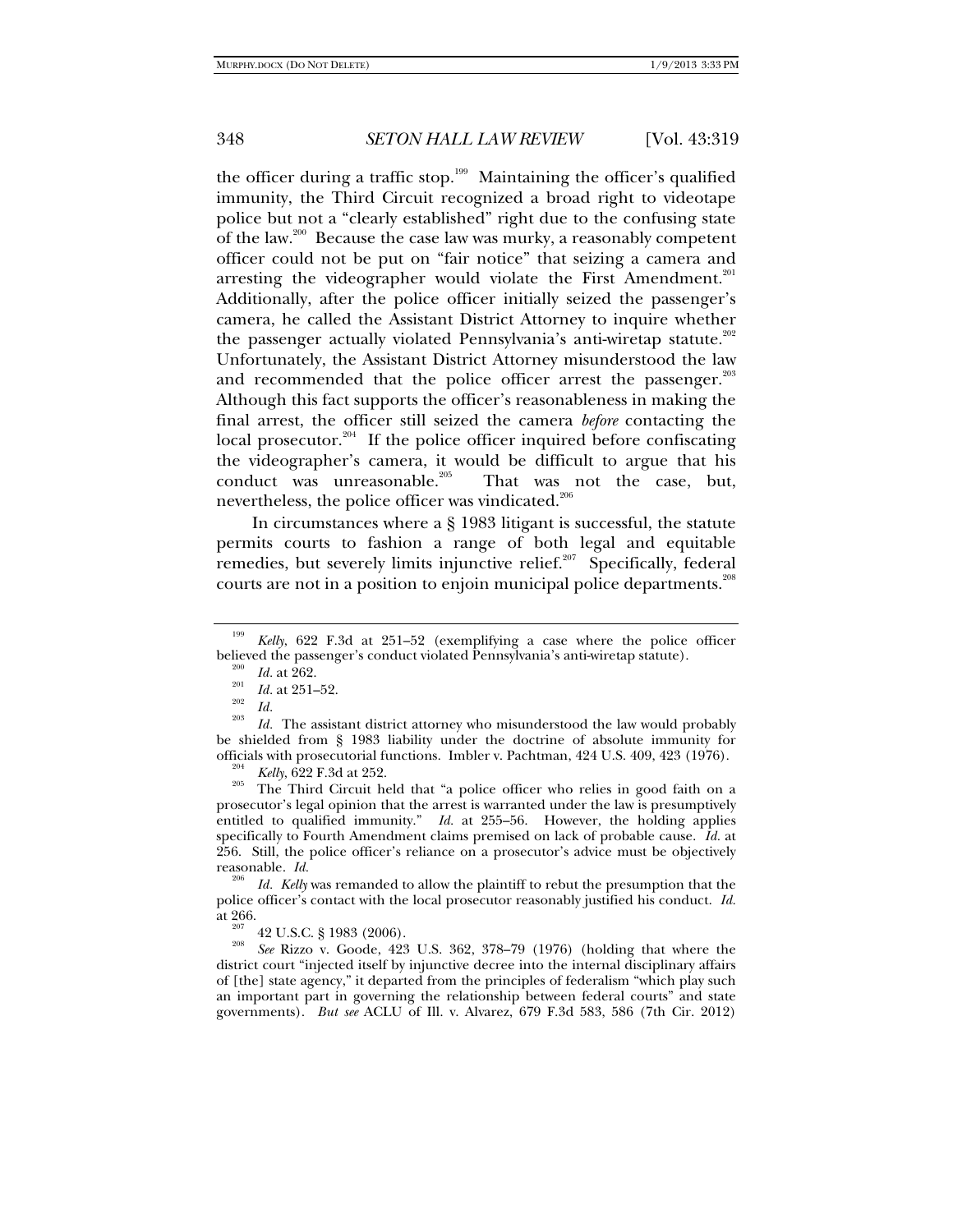the officer during a traffic stop.[199] Maintaining the officer's qualified immunity, the Third Circuit recognized a broad right to videotape police but not a "clearly established" right due to the confusing state of the law.[200] Because the case law was murky, a reasonably competent officer could not be put on "fair notice" that seizing a camera and arresting the videographer would violate the First Amendment.[201] Additionally, after the police officer initially seized the passenger's camera, he called the Assistant District Attorney to inquire whether the passenger actually violated Pennsylvania's anti-wiretap statute.[202] Unfortunately, the Assistant District Attorney misunderstood the law and recommended that the police officer arrest the passenger.[203] Although this fact supports the officer's reasonableness in making the final arrest, the officer still seized the camera *before* contacting the local prosecutor.[204] If the police officer inquired before confiscating the videographer's camera, it would be difficult to argue that his conduct was unreasonable.[205] That was not the case, but, nevertheless, the police officer was vindicated.[206]

In circumstances where a § 1983 litigant is successful, the statute permits courts to fashion a range of both legal and equitable remedies, but severely limits injunctive relief.[207] Specifically, federal courts are not in a position to enjoin municipal police departments.[208]

---

[199] *Kelly*, 622 F.3d at 251–52 (exemplifying a case where the police officer believed the passenger's conduct violated Pennsylvania's anti-wiretap statute).

[200] *Id.* at 262.

[201] *Id.* at 251–52.

[202] *Id.*

[203] *Id.* The assistant district attorney who misunderstood the law would probably be shielded from § 1983 liability under the doctrine of absolute immunity for officials with prosecutorial functions. Imbler v. Pachtman, 424 U.S. 409, 423 (1976).

[204] *Kelly*, 622 F.3d at 252.

[205] The Third Circuit held that "a police officer who relies in good faith on a prosecutor's legal opinion that the arrest is warranted under the law is presumptively entitled to qualified immunity." *Id.* at 255–56. However, the holding applies specifically to Fourth Amendment claims premised on lack of probable cause. *Id.* at 256. Still, the police officer's reliance on a prosecutor's advice must be objectively reasonable. *Id.*

[206] *Id.* *Kelly* was remanded to allow the plaintiff to rebut the presumption that the police officer's contact with the local prosecutor reasonably justified his conduct. *Id.* at 266.

[207] 42 U.S.C. § 1983 (2006).

[208] *See* Rizzo v. Goode, 423 U.S. 362, 378–79 (1976) (holding that where the district court "injected itself by injunctive decree into the internal disciplinary affairs of [the] state agency," it departed from the principles of federalism "which play such an important part in governing the relationship between federal courts" and state governments). *But see* ACLU of Ill. v. Alvarez, 679 F.3d 583, 586 (7th Cir. 2012)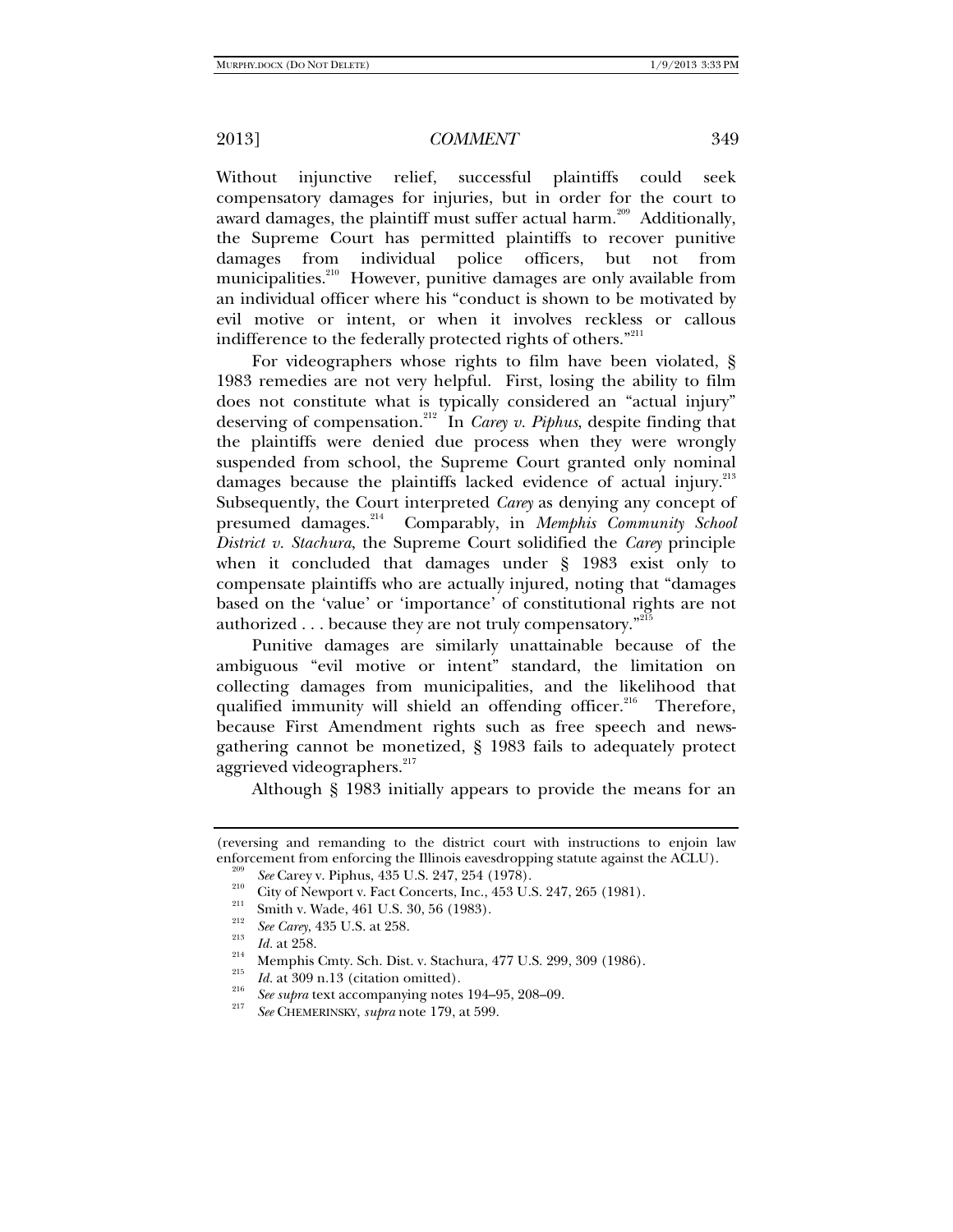Without injunctive relief, successful plaintiffs could seek compensatory damages for injuries, but in order for the court to award damages, the plaintiff must suffer actual harm.[209] Additionally, the Supreme Court has permitted plaintiffs to recover punitive damages from individual police officers, but not from municipalities.[210] However, punitive damages are only available from an individual officer where his "conduct is shown to be motivated by evil motive or intent, or when it involves reckless or callous indifference to the federally protected rights of others."[211]

For videographers whose rights to film have been violated, § 1983 remedies are not very helpful. First, losing the ability to film does not constitute what is typically considered an "actual injury" deserving of compensation.[212] In *Carey v. Piphus*, despite finding that the plaintiffs were denied due process when they were wrongly suspended from school, the Supreme Court granted only nominal damages because the plaintiffs lacked evidence of actual injury.[213] Subsequently, the Court interpreted *Carey* as denying any concept of presumed damages.[214] Comparably, in *Memphis Community School District v. Stachura*, the Supreme Court solidified the *Carey* principle when it concluded that damages under § 1983 exist only to compensate plaintiffs who are actually injured, noting that "damages based on the 'value' or 'importance' of constitutional rights are not authorized . . . because they are not truly compensatory."[215]

Punitive damages are similarly unattainable because of the ambiguous "evil motive or intent" standard, the limitation on collecting damages from municipalities, and the likelihood that qualified immunity will shield an offending officer.[216] Therefore, because First Amendment rights such as free speech and news-gathering cannot be monetized, § 1983 fails to adequately protect aggrieved videographers.[217]

Although § 1983 initially appears to provide the means for an

---

(reversing and remanding to the district court with instructions to enjoin law enforcement from enforcing the Illinois eavesdropping statute against the ACLU).

[209] *See* Carey v. Piphus, 435 U.S. 247, 254 (1978).

[210] City of Newport v. Fact Concerts, Inc., 453 U.S. 247, 265 (1981).

[211] Smith v. Wade, 461 U.S. 30, 56 (1983).

[212] *See Carey*, 435 U.S. at 258.

[213] *Id.* at 258.

[214] Memphis Cmty. Sch. Dist. v. Stachura, 477 U.S. 299, 309 (1986).

[215] *Id.* at 309 n.13 (citation omitted).

[216] *See supra* text accompanying notes 194–95, 208–09.

[217] *See* CHEMERINSKY, *supra* note 179, at 599.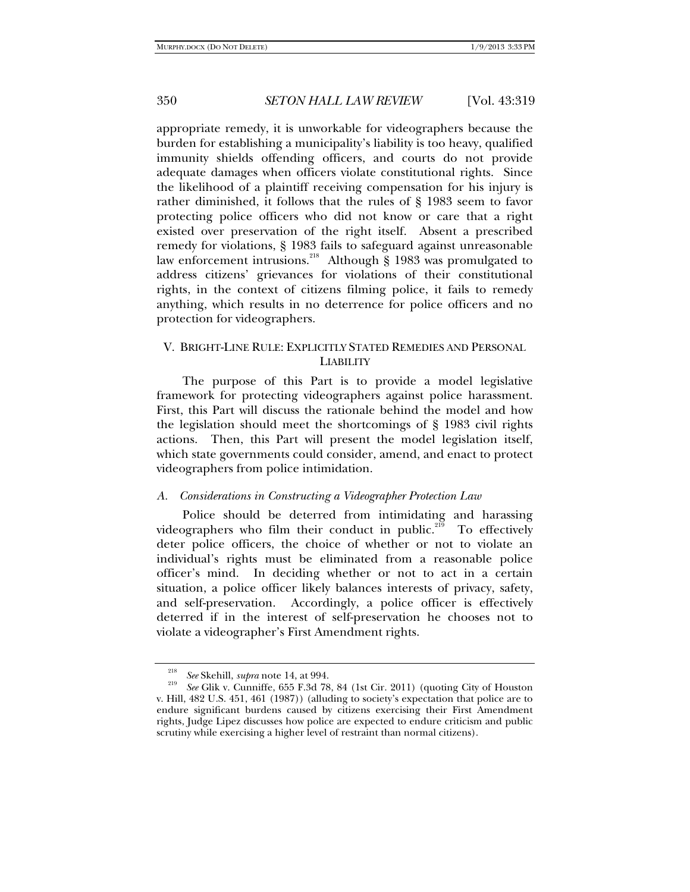appropriate remedy, it is unworkable for videographers because the burden for establishing a municipality's liability is too heavy, qualified immunity shields offending officers, and courts do not provide adequate damages when officers violate constitutional rights. Since the likelihood of a plaintiff receiving compensation for his injury is rather diminished, it follows that the rules of § 1983 seem to favor protecting police officers who did not know or care that a right existed over preservation of the right itself. Absent a prescribed remedy for violations, § 1983 fails to safeguard against unreasonable law enforcement intrusions.[218] Although § 1983 was promulgated to address citizens' grievances for violations of their constitutional rights, in the context of citizens filming police, it fails to remedy anything, which results in no deterrence for police officers and no protection for videographers.

## V. Bright-Line Rule: Explicitly Stated Remedies and Personal Liability

The purpose of this Part is to provide a model legislative framework for protecting videographers against police harassment. First, this Part will discuss the rationale behind the model and how the legislation should meet the shortcomings of § 1983 civil rights actions. Then, this Part will present the model legislation itself, which state governments could consider, amend, and enact to protect videographers from police intimidation.

### *A. Considerations in Constructing a Videographer Protection Law*

Police should be deterred from intimidating and harassing videographers who film their conduct in public.[219] To effectively deter police officers, the choice of whether or not to violate an individual's rights must be eliminated from a reasonable police officer's mind. In deciding whether or not to act in a certain situation, a police officer likely balances interests of privacy, safety, and self-preservation. Accordingly, a police officer is effectively deterred if in the interest of self-preservation he chooses not to violate a videographer's First Amendment rights.

---

[218] *See* Skehill, *supra* note 14, at 994.

[219] *See* Glik v. Cunniffe, 655 F.3d 78, 84 (1st Cir. 2011) (quoting City of Houston v. Hill, 482 U.S. 451, 461 (1987)) (alluding to society's expectation that police are to endure significant burdens caused by citizens exercising their First Amendment rights, Judge Lipez discusses how police are expected to endure criticism and public scrutiny while exercising a higher level of restraint than normal citizens).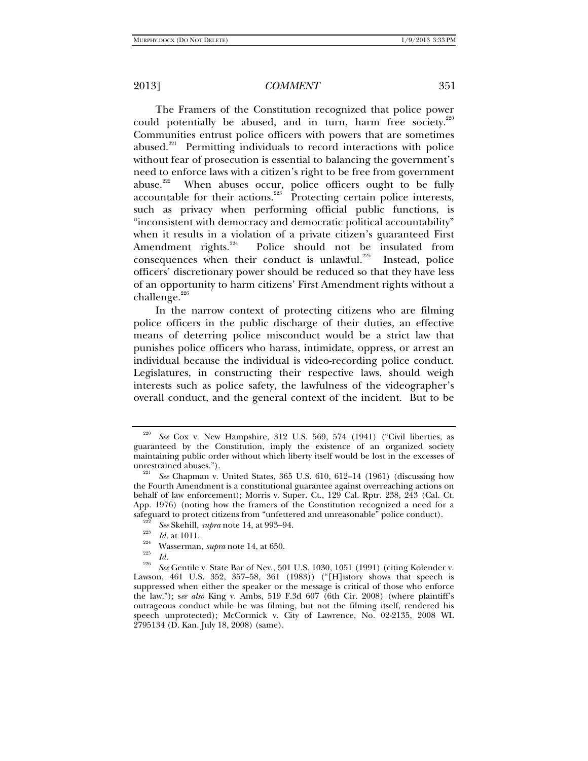The Framers of the Constitution recognized that police power could potentially be abused, and in turn, harm free society.[220] Communities entrust police officers with powers that are sometimes abused.[221] Permitting individuals to record interactions with police without fear of prosecution is essential to balancing the government's need to enforce laws with a citizen's right to be free from government abuse.[222] When abuses occur, police officers ought to be fully accountable for their actions.[223] Protecting certain police interests, such as privacy when performing official public functions, is "inconsistent with democracy and democratic political accountability" when it results in a violation of a private citizen's guaranteed First Amendment rights.[224] Police should not be insulated from consequences when their conduct is unlawful.[225] Instead, police officers' discretionary power should be reduced so that they have less of an opportunity to harm citizens' First Amendment rights without a challenge.[226]

In the narrow context of protecting citizens who are filming police officers in the public discharge of their duties, an effective means of deterring police misconduct would be a strict law that punishes police officers who harass, intimidate, oppress, or arrest an individual because the individual is video-recording police conduct. Legislatures, in constructing their respective laws, should weigh interests such as police safety, the lawfulness of the videographer's overall conduct, and the general context of the incident. But to be

---

[220] *See* Cox v. New Hampshire, 312 U.S. 569, 574 (1941) ("Civil liberties, as guaranteed by the Constitution, imply the existence of an organized society maintaining public order without which liberty itself would be lost in the excesses of unrestrained abuses.").

[221] *See* Chapman v. United States, 365 U.S. 610, 612–14 (1961) (discussing how the Fourth Amendment is a constitutional guarantee against overreaching actions on behalf of law enforcement); Morris v. Super. Ct., 129 Cal. Rptr. 238, 243 (Cal. Ct. App. 1976) (noting how the framers of the Constitution recognized a need for a safeguard to protect citizens from "unfettered and unreasonable" police conduct).

[222] *See* Skehill, *supra* note 14, at 993–94.

[223] *Id.* at 1011.

[224] Wasserman, *supra* note 14, at 650.

[225] *Id.*

[226] *See* Gentile v. State Bar of Nev., 501 U.S. 1030, 1051 (1991) (citing Kolender v. Lawson, 461 U.S. 352, 357–58, 361 (1983)) ("[H]istory shows that speech is suppressed when either the speaker or the message is critical of those who enforce the law."); *see also* King v. Ambs, 519 F.3d 607 (6th Cir. 2008) (where plaintiff's outrageous conduct while he was filming, but not the filming itself, rendered his speech unprotected); McCormick v. City of Lawrence, No. 02-2135, 2008 WL 2795134 (D. Kan. July 18, 2008) (same).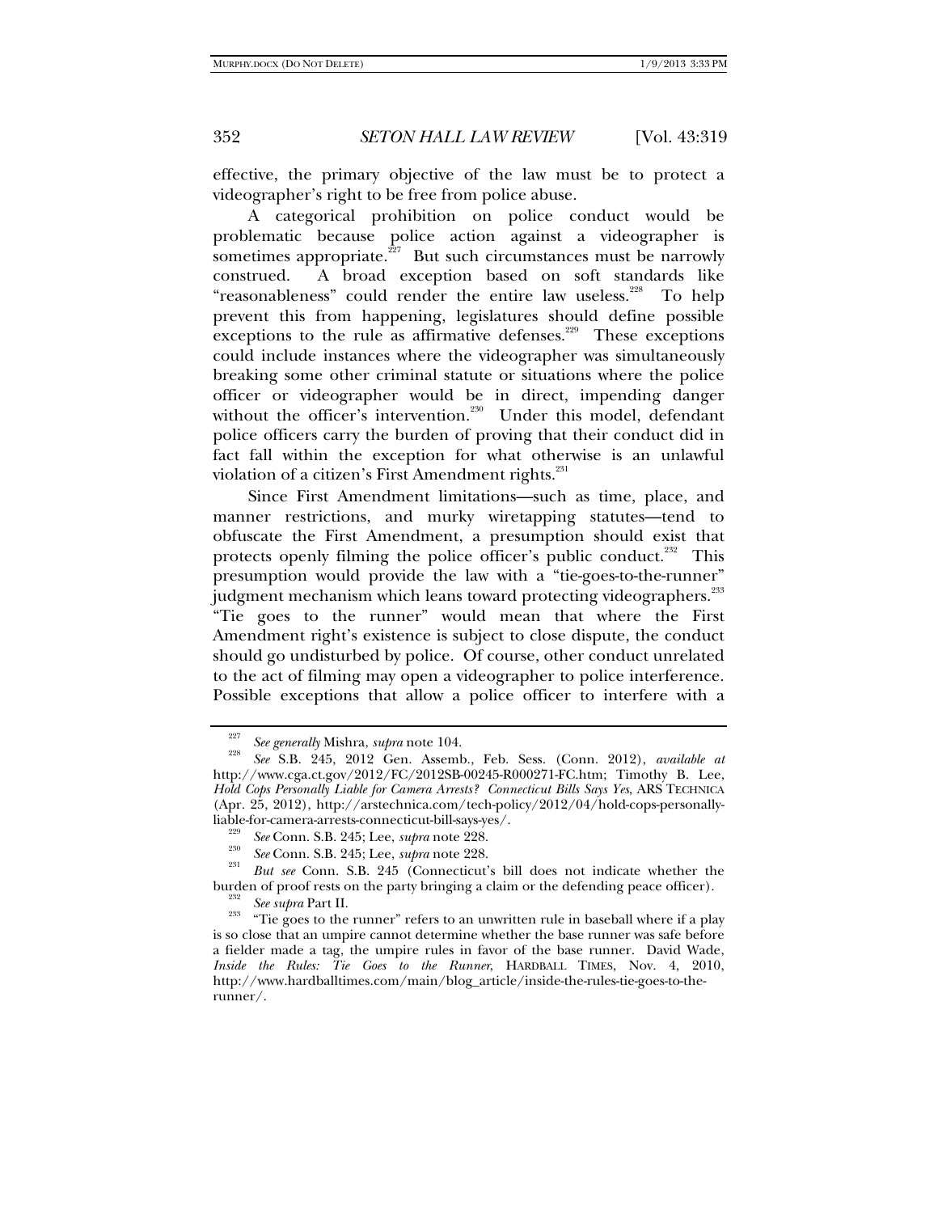effective, the primary objective of the law must be to protect a videographer's right to be free from police abuse.

A categorical prohibition on police conduct would be problematic because police action against a videographer is sometimes appropriate.[227] But such circumstances must be narrowly construed. A broad exception based on soft standards like "reasonableness" could render the entire law useless.[228] To help prevent this from happening, legislatures should define possible exceptions to the rule as affirmative defenses.[229] These exceptions could include instances where the videographer was simultaneously breaking some other criminal statute or situations where the police officer or videographer would be in direct, impending danger without the officer's intervention.[230] Under this model, defendant police officers carry the burden of proving that their conduct did in fact fall within the exception for what otherwise is an unlawful violation of a citizen's First Amendment rights.[231]

Since First Amendment limitations—such as time, place, and manner restrictions, and murky wiretapping statutes—tend to obfuscate the First Amendment, a presumption should exist that protects openly filming the police officer's public conduct.[232] This presumption would provide the law with a "tie-goes-to-the-runner" judgment mechanism which leans toward protecting videographers.[233] "Tie goes to the runner" would mean that where the First Amendment right's existence is subject to close dispute, the conduct should go undisturbed by police. Of course, other conduct unrelated to the act of filming may open a videographer to police interference. Possible exceptions that allow a police officer to interfere with a

---

[227] *See generally* Mishra, *supra* note 104.

[228] *See* S.B. 245, 2012 Gen. Assemb., Feb. Sess. (Conn. 2012), *available at* http://www.cga.ct.gov/2012/FC/2012SB-00245-R000271-FC.htm; Timothy B. Lee, *Hold Cops Personally Liable for Camera Arrests? Connecticut Bills Says Yes*, ARS TECHNICA (Apr. 25, 2012), http://arstechnica.com/tech-policy/2012/04/hold-cops-personally-liable-for-camera-arrests-connecticut-bill-says-yes/.

[229] *See* Conn. S.B. 245; Lee, *supra* note 228.

[230] *See* Conn. S.B. 245; Lee, *supra* note 228.

[231] *But see* Conn. S.B. 245 (Connecticut's bill does not indicate whether the burden of proof rests on the party bringing a claim or the defending peace officer).

[232] *See supra* Part II.

[233] "Tie goes to the runner" refers to an unwritten rule in baseball where if a play is so close that an umpire cannot determine whether the base runner was safe before a fielder made a tag, the umpire rules in favor of the base runner. David Wade, *Inside the Rules: Tie Goes to the Runner*, HARDBALL TIMES, Nov. 4, 2010, http://www.hardballtimes.com/main/blog_article/inside-the-rules-tie-goes-to-the-runner/.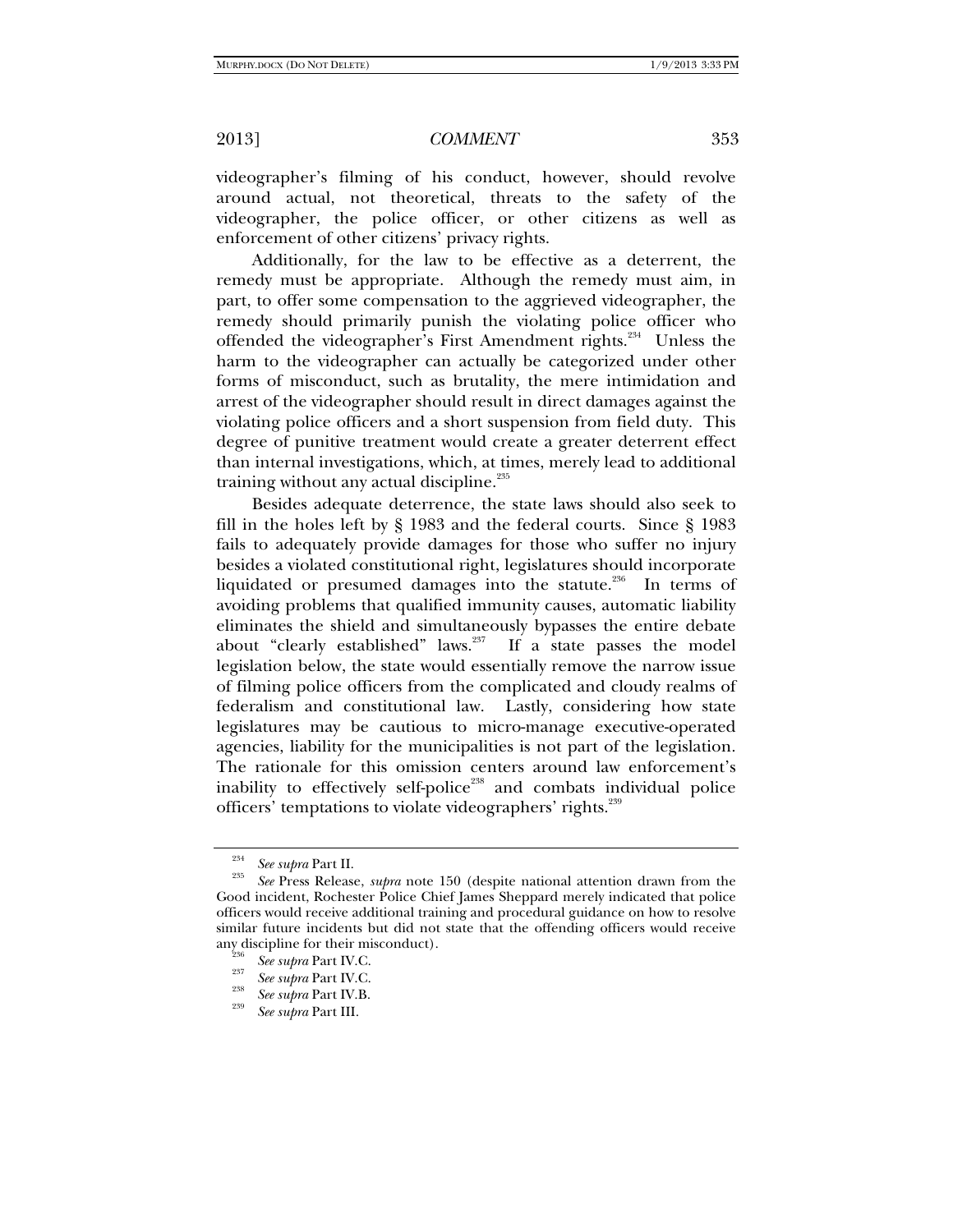videographer's filming of his conduct, however, should revolve around actual, not theoretical, threats to the safety of the videographer, the police officer, or other citizens as well as enforcement of other citizens' privacy rights.

Additionally, for the law to be effective as a deterrent, the remedy must be appropriate. Although the remedy must aim, in part, to offer some compensation to the aggrieved videographer, the remedy should primarily punish the violating police officer who offended the videographer's First Amendment rights.[234] Unless the harm to the videographer can actually be categorized under other forms of misconduct, such as brutality, the mere intimidation and arrest of the videographer should result in direct damages against the violating police officers and a short suspension from field duty. This degree of punitive treatment would create a greater deterrent effect than internal investigations, which, at times, merely lead to additional training without any actual discipline.[235]

Besides adequate deterrence, the state laws should also seek to fill in the holes left by § 1983 and the federal courts. Since § 1983 fails to adequately provide damages for those who suffer no injury besides a violated constitutional right, legislatures should incorporate liquidated or presumed damages into the statute.[236] In terms of avoiding problems that qualified immunity causes, automatic liability eliminates the shield and simultaneously bypasses the entire debate about "clearly established" laws.[237] If a state passes the model legislation below, the state would essentially remove the narrow issue of filming police officers from the complicated and cloudy realms of federalism and constitutional law. Lastly, considering how state legislatures may be cautious to micro-manage executive-operated agencies, liability for the municipalities is not part of the legislation. The rationale for this omission centers around law enforcement's inability to effectively self-police[238] and combats individual police officers' temptations to violate videographers' rights.[239]

---

[234] *See supra* Part II.

[235] *See* Press Release, *supra* note 150 (despite national attention drawn from the Good incident, Rochester Police Chief James Sheppard merely indicated that police officers would receive additional training and procedural guidance on how to resolve similar future incidents but did not state that the offending officers would receive any discipline for their misconduct).

[236] *See supra* Part IV.C.

[237] *See supra* Part IV.C.

[238] *See supra* Part IV.B.

[239] *See supra* Part III.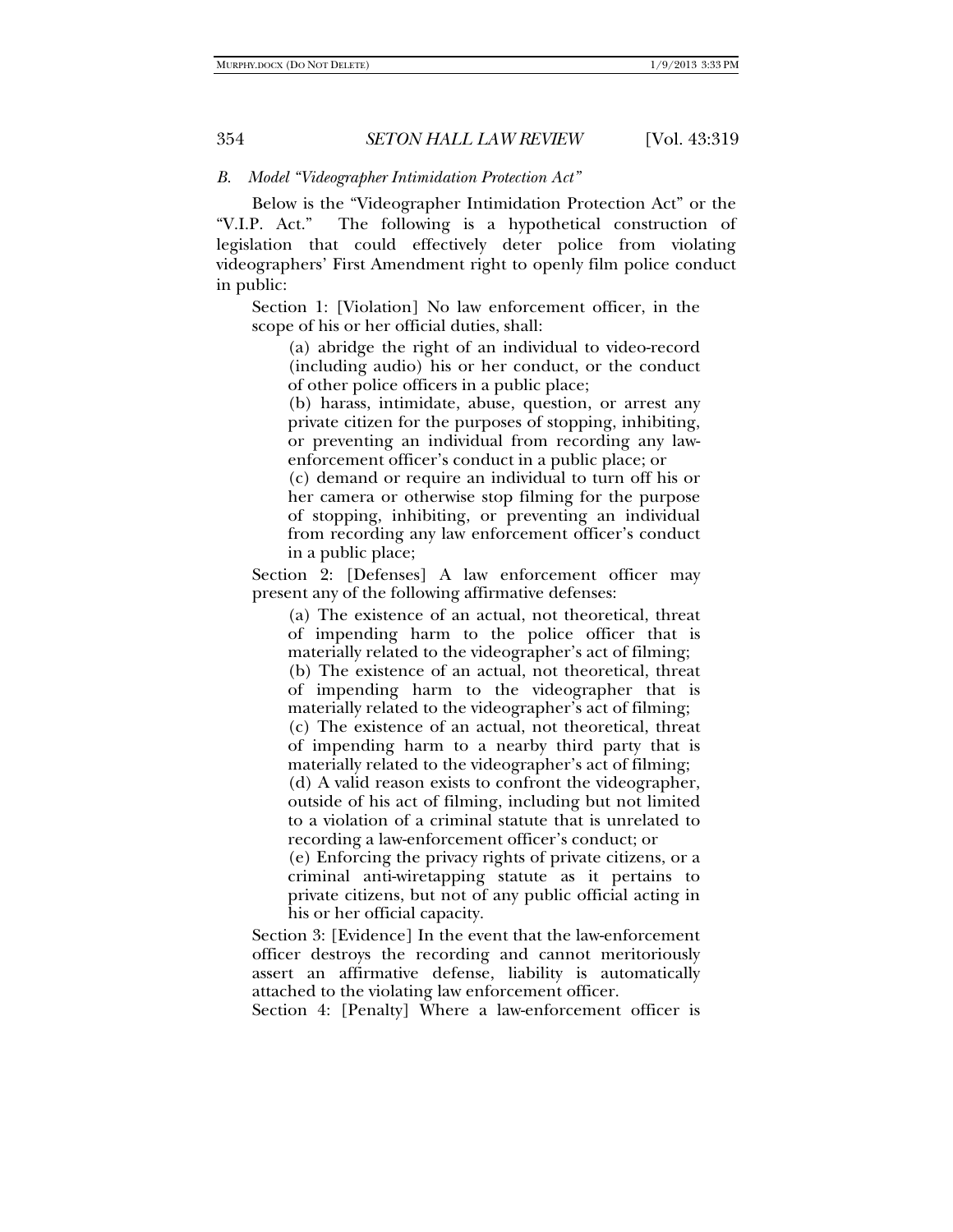### B. *Model "Videographer Intimidation Protection Act"*

Below is the "Videographer Intimidation Protection Act" or the "V.I.P. Act." The following is a hypothetical construction of legislation that could effectively deter police from violating videographers' First Amendment right to openly film police conduct in public:

> Section 1: [Violation] No law enforcement officer, in the scope of his or her official duties, shall:
>
> > (a) abridge the right of an individual to video-record (including audio) his or her conduct, or the conduct of other police officers in a public place;
> >
> > (b) harass, intimidate, abuse, question, or arrest any private citizen for the purposes of stopping, inhibiting, or preventing an individual from recording any law-enforcement officer's conduct in a public place; or
> >
> > (c) demand or require an individual to turn off his or her camera or otherwise stop filming for the purpose of stopping, inhibiting, or preventing an individual from recording any law enforcement officer's conduct in a public place;
>
> Section 2: [Defenses] A law enforcement officer may present any of the following affirmative defenses:
>
> > (a) The existence of an actual, not theoretical, threat of impending harm to the police officer that is materially related to the videographer's act of filming;
> >
> > (b) The existence of an actual, not theoretical, threat of impending harm to the videographer that is materially related to the videographer's act of filming;
> >
> > (c) The existence of an actual, not theoretical, threat of impending harm to a nearby third party that is materially related to the videographer's act of filming;
> >
> > (d) A valid reason exists to confront the videographer, outside of his act of filming, including but not limited to a violation of a criminal statute that is unrelated to recording a law-enforcement officer's conduct; or
> >
> > (e) Enforcing the privacy rights of private citizens, or a criminal anti-wiretapping statute as it pertains to private citizens, but not of any public official acting in his or her official capacity.
>
> Section 3: [Evidence] In the event that the law-enforcement officer destroys the recording and cannot meritoriously assert an affirmative defense, liability is automatically attached to the violating law enforcement officer.
>
> Section 4: [Penalty] Where a law-enforcement officer is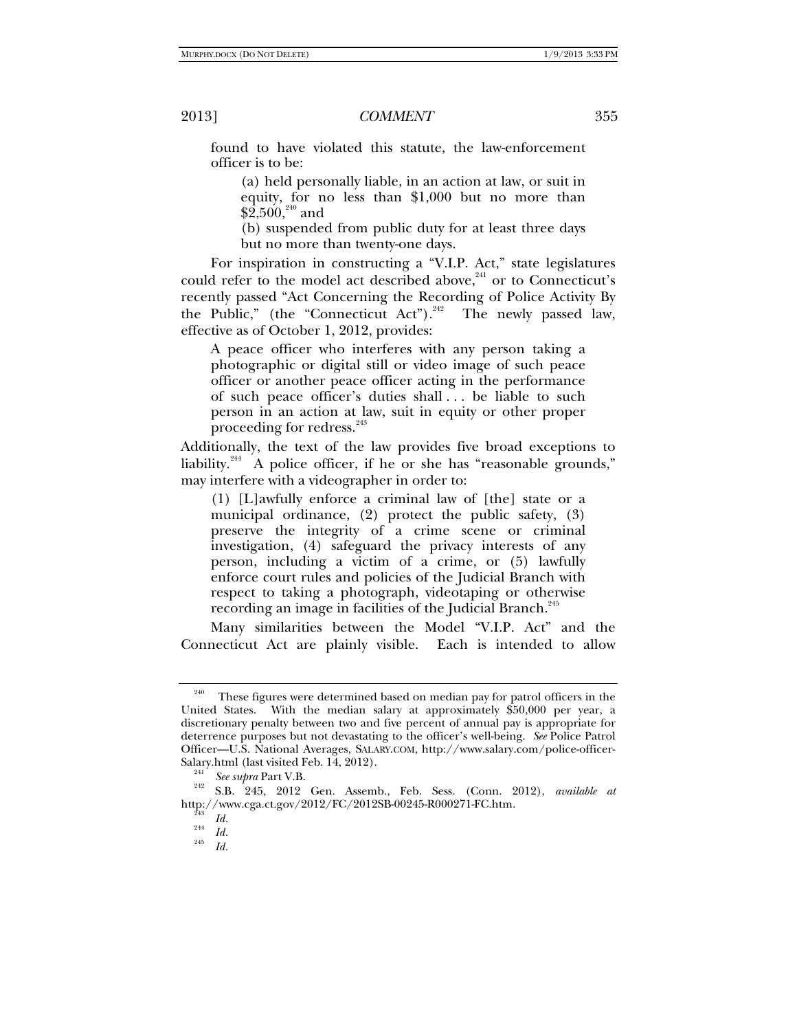found to have violated this statute, the law-enforcement officer is to be:

> (a) held personally liable, in an action at law, or suit in equity, for no less than $1,000 but no more than $2,500,[240] and
>
> (b) suspended from public duty for at least three days but no more than twenty-one days.

For inspiration in constructing a "V.I.P. Act," state legislatures could refer to the model act described above,[241] or to Connecticut's recently passed "Act Concerning the Recording of Police Activity By the Public," (the "Connecticut Act").[242] The newly passed law, effective as of October 1, 2012, provides:

> A peace officer who interferes with any person taking a photographic or digital still or video image of such peace officer or another peace officer acting in the performance of such peace officer's duties shall . . . be liable to such person in an action at law, suit in equity or other proper proceeding for redress.[243]

Additionally, the text of the law provides five broad exceptions to liability.[244] A police officer, if he or she has "reasonable grounds," may interfere with a videographer in order to:

> (1) [L]awfully enforce a criminal law of [the] state or a municipal ordinance, (2) protect the public safety, (3) preserve the integrity of a crime scene or criminal investigation, (4) safeguard the privacy interests of any person, including a victim of a crime, or (5) lawfully enforce court rules and policies of the Judicial Branch with respect to taking a photograph, videotaping or otherwise recording an image in facilities of the Judicial Branch.[245]

Many similarities between the Model "V.I.P. Act" and the Connecticut Act are plainly visible. Each is intended to allow

---

[240] These figures were determined based on median pay for patrol officers in the United States. With the median salary at approximately $50,000 per year, a discretionary penalty between two and five percent of annual pay is appropriate for deterrence purposes but not devastating to the officer's well-being. *See* Police Patrol Officer—U.S. National Averages, SALARY.COM, http://www.salary.com/police-officer-Salary.html (last visited Feb. 14, 2012).

[241] *See supra* Part V.B.

[242] S.B. 245, 2012 Gen. Assemb., Feb. Sess. (Conn. 2012), *available at* http://www.cga.ct.gov/2012/FC/2012SB-00245-R000271-FC.htm.

[243] *Id.*

[244] *Id.*

[245] *Id.*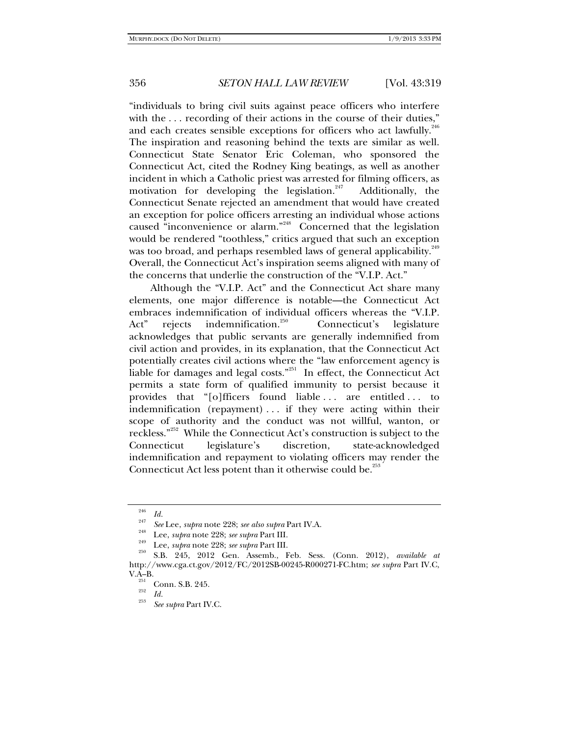"individuals to bring civil suits against peace officers who interfere with the . . . recording of their actions in the course of their duties," and each creates sensible exceptions for officers who act lawfully.[246] The inspiration and reasoning behind the texts are similar as well. Connecticut State Senator Eric Coleman, who sponsored the Connecticut Act, cited the Rodney King beatings, as well as another incident in which a Catholic priest was arrested for filming officers, as motivation for developing the legislation.[247] Additionally, the Connecticut Senate rejected an amendment that would have created an exception for police officers arresting an individual whose actions caused "inconvenience or alarm."[248] Concerned that the legislation would be rendered "toothless," critics argued that such an exception was too broad, and perhaps resembled laws of general applicability.[249] Overall, the Connecticut Act's inspiration seems aligned with many of the concerns that underlie the construction of the "V.I.P. Act."

Although the "V.I.P. Act" and the Connecticut Act share many elements, one major difference is notable—the Connecticut Act embraces indemnification of individual officers whereas the "V.I.P. Act" rejects indemnification.[250] Connecticut's legislature acknowledges that public servants are generally indemnified from civil action and provides, in its explanation, that the Connecticut Act potentially creates civil actions where the "law enforcement agency is liable for damages and legal costs."[251] In effect, the Connecticut Act permits a state form of qualified immunity to persist because it provides that "[o]fficers found liable . . . are entitled . . . to indemnification (repayment) . . . if they were acting within their scope of authority and the conduct was not willful, wanton, or reckless."[252] While the Connecticut Act's construction is subject to the Connecticut legislature's discretion, state-acknowledged indemnification and repayment to violating officers may render the Connecticut Act less potent than it otherwise could be.[253]

---

[246] *Id.*

[247] *See* Lee, *supra* note 228; *see also supra* Part IV.A.

[248] Lee, *supra* note 228; *see supra* Part III.

[249] Lee, *supra* note 228; *see supra* Part III.

[250] S.B. 245, 2012 Gen. Assemb., Feb. Sess. (Conn. 2012), *available at* http://www.cga.ct.gov/2012/FC/2012SB-00245-R000271-FC.htm; *see supra* Part IV.C, V.A–B.

[251] Conn. S.B. 245.

[252] *Id.*

[253] *See supra* Part IV.C.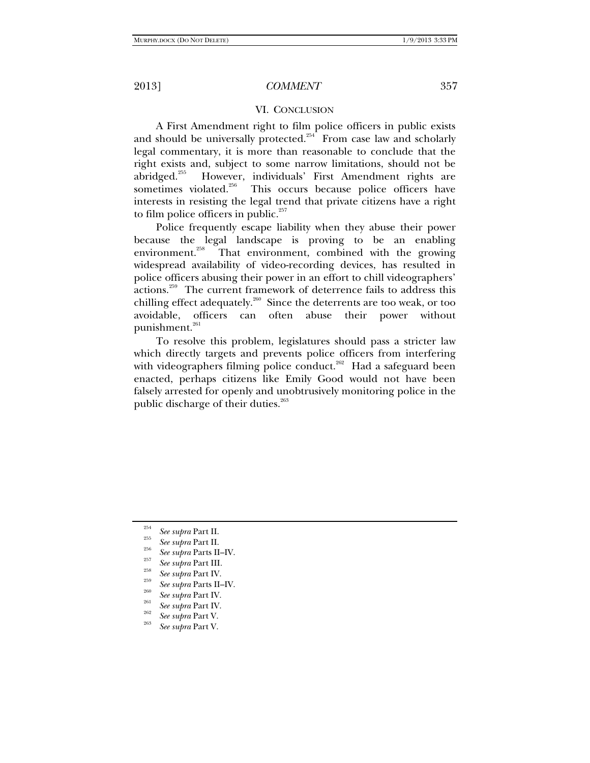## VI. CONCLUSION

A First Amendment right to film police officers in public exists and should be universally protected.[254] From case law and scholarly legal commentary, it is more than reasonable to conclude that the right exists and, subject to some narrow limitations, should not be abridged.[255] However, individuals' First Amendment rights are sometimes violated.[256] This occurs because police officers have interests in resisting the legal trend that private citizens have a right to film police officers in public.[257]

Police frequently escape liability when they abuse their power because the legal landscape is proving to be an enabling environment.[258] That environment, combined with the growing widespread availability of video-recording devices, has resulted in police officers abusing their power in an effort to chill videographers' actions.[259] The current framework of deterrence fails to address this chilling effect adequately.[260] Since the deterrents are too weak, or too avoidable, officers can often abuse their power without punishment.[261]

To resolve this problem, legislatures should pass a stricter law which directly targets and prevents police officers from interfering with videographers filming police conduct.[262] Had a safeguard been enacted, perhaps citizens like Emily Good would not have been falsely arrested for openly and unobtrusively monitoring police in the public discharge of their duties.[263]

---

[254] *See supra* Part II.

[255] *See supra* Part II.

[256] *See supra* Parts II–IV.

[257] *See supra* Part III.

[258] *See supra* Part IV.

[259] *See supra* Parts II–IV.

[260] *See supra* Part IV.

[261] *See supra* Part IV.

[262] *See supra* Part V.

[263] *See supra* Part V.